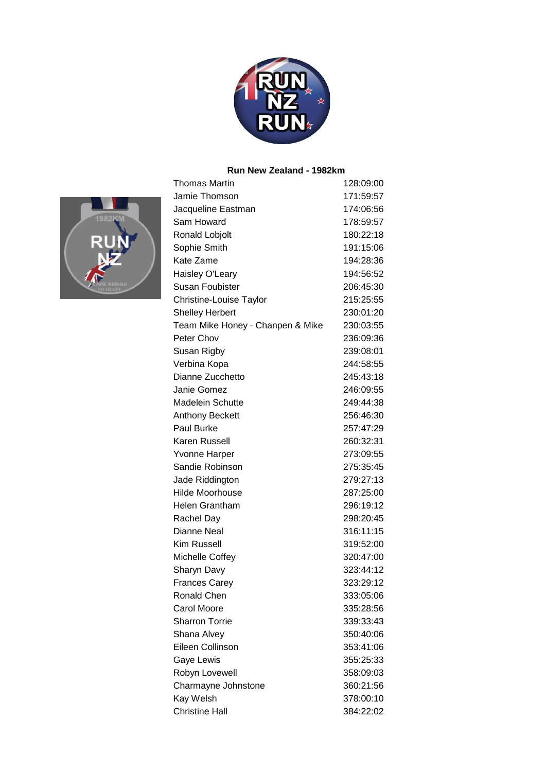## Run New Zealand - 1982km

| Name | Time |
|---|---|
| Thomas Martin | 128:09:00 |
| Jamie Thomson | 171:59:57 |
| Jacqueline Eastman | 174:06:56 |
| Sam Howard | 178:59:57 |
| Ronald Lobjolt | 180:22:18 |
| Sophie Smith | 191:15:06 |
| Kate Zame | 194:28:36 |
| Haisley O'Leary | 194:56:52 |
| Susan Foubister | 206:45:30 |
| Christine-Louise Taylor | 215:25:55 |
| Shelley Herbert | 230:01:20 |
| Team Mike Honey - Chanpen & Mike | 230:03:55 |
| Peter Chov | 236:09:36 |
| Susan Rigby | 239:08:01 |
| Verbina Kopa | 244:58:55 |
| Dianne Zucchetto | 245:43:18 |
| Janie Gomez | 246:09:55 |
| Madelein Schutte | 249:44:38 |
| Anthony Beckett | 256:46:30 |
| Paul Burke | 257:47:29 |
| Karen Russell | 260:32:31 |
| Yvonne Harper | 273:09:55 |
| Sandie Robinson | 275:35:45 |
| Jade Riddington | 279:27:13 |
| Hilde Moorhouse | 287:25:00 |
| Helen Grantham | 296:19:12 |
| Rachel Day | 298:20:45 |
| Dianne Neal | 316:11:15 |
| Kim Russell | 319:52:00 |
| Michelle Coffey | 320:47:00 |
| Sharyn Davy | 323:44:12 |
| Frances Carey | 323:29:12 |
| Ronald Chen | 333:05:06 |
| Carol Moore | 335:28:56 |
| Sharron Torrie | 339:33:43 |
| Shana Alvey | 350:40:06 |
| Eileen Collinson | 353:41:06 |
| Gaye Lewis | 355:25:33 |
| Robyn Lovewell | 358:09:03 |
| Charmayne Johnstone | 360:21:56 |
| Kay Welsh | 378:00:10 |
| Christine Hall | 384:22:02 |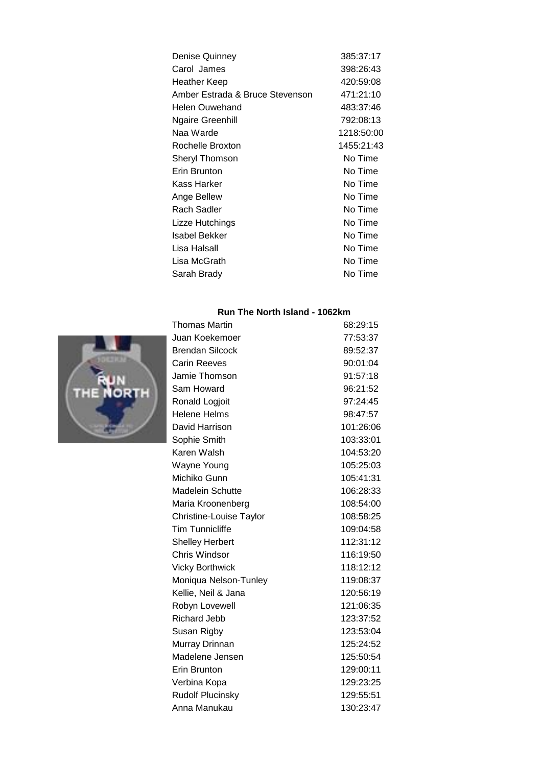| | |
|---|---|
| Denise Quinney | 385:37:17 |
| Carol James | 398:26:43 |
| Heather Keep | 420:59:08 |
| Amber Estrada & Bruce Stevenson | 471:21:10 |
| Helen Ouwehand | 483:37:46 |
| Ngaire Greenhill | 792:08:13 |
| Naa Warde | 1218:50:00 |
| Rochelle Broxton | 1455:21:43 |
| Sheryl Thomson | No Time |
| Erin Brunton | No Time |
| Kass Harker | No Time |
| Ange Bellew | No Time |
| Rach Sadler | No Time |
| Lizze Hutchings | No Time |
| Isabel Bekker | No Time |
| Lisa Halsall | No Time |
| Lisa McGrath | No Time |
| Sarah Brady | No Time |

**Run The North Island - 1062km**

| | |
|---|---|
| Thomas Martin | 68:29:15 |
| Juan Koekemoer | 77:53:37 |
| Brendan Silcock | 89:52:37 |
| Carin Reeves | 90:01:04 |
| Jamie Thomson | 91:57:18 |
| Sam Howard | 96:21:52 |
| Ronald Logjoit | 97:24:45 |
| Helene Helms | 98:47:57 |
| David Harrison | 101:26:06 |
| Sophie Smith | 103:33:01 |
| Karen Walsh | 104:53:20 |
| Wayne Young | 105:25:03 |
| Michiko Gunn | 105:41:31 |
| Madelein Schutte | 106:28:33 |
| Maria Kroonenberg | 108:54:00 |
| Christine-Louise Taylor | 108:58:25 |
| Tim Tunnicliffe | 109:04:58 |
| Shelley Herbert | 112:31:12 |
| Chris Windsor | 116:19:50 |
| Vicky Borthwick | 118:12:12 |
| Moniqua Nelson-Tunley | 119:08:37 |
| Kellie, Neil & Jana | 120:56:19 |
| Robyn Lovewell | 121:06:35 |
| Richard Jebb | 123:37:52 |
| Susan Rigby | 123:53:04 |
| Murray Drinnan | 125:24:52 |
| Madelene Jensen | 125:50:54 |
| Erin Brunton | 129:00:11 |
| Verbina Kopa | 129:23:25 |
| Rudolf Plucinsky | 129:55:51 |
| Anna Manukau | 130:23:47 |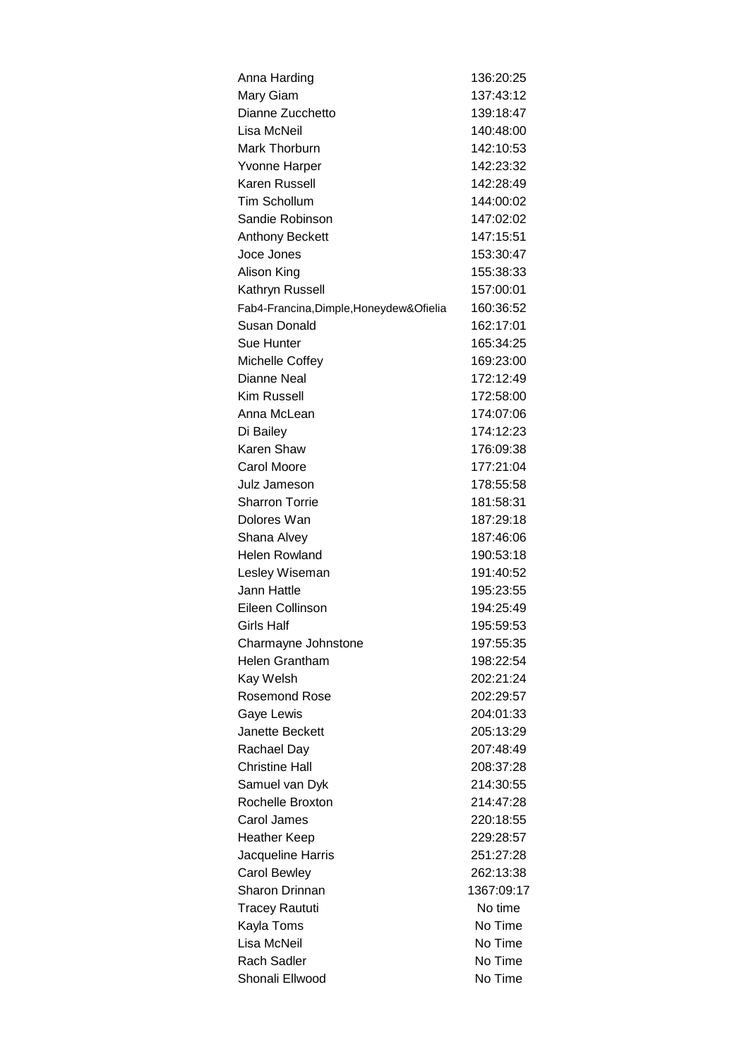| | |
|---|---|
| Anna Harding | 136:20:25 |
| Mary Giam | 137:43:12 |
| Dianne Zucchetto | 139:18:47 |
| Lisa McNeil | 140:48:00 |
| Mark Thorburn | 142:10:53 |
| Yvonne Harper | 142:23:32 |
| Karen Russell | 142:28:49 |
| Tim Schollum | 144:00:02 |
| Sandie Robinson | 147:02:02 |
| Anthony Beckett | 147:15:51 |
| Joce Jones | 153:30:47 |
| Alison King | 155:38:33 |
| Kathryn Russell | 157:00:01 |
| Fab4-Francina,Dimple,Honeydew&Ofielia | 160:36:52 |
| Susan Donald | 162:17:01 |
| Sue Hunter | 165:34:25 |
| Michelle Coffey | 169:23:00 |
| Dianne Neal | 172:12:49 |
| Kim Russell | 172:58:00 |
| Anna McLean | 174:07:06 |
| Di Bailey | 174:12:23 |
| Karen Shaw | 176:09:38 |
| Carol Moore | 177:21:04 |
| Julz Jameson | 178:55:58 |
| Sharron Torrie | 181:58:31 |
| Dolores Wan | 187:29:18 |
| Shana Alvey | 187:46:06 |
| Helen Rowland | 190:53:18 |
| Lesley Wiseman | 191:40:52 |
| Jann Hattle | 195:23:55 |
| Eileen Collinson | 194:25:49 |
| Girls Half | 195:59:53 |
| Charmayne Johnstone | 197:55:35 |
| Helen Grantham | 198:22:54 |
| Kay Welsh | 202:21:24 |
| Rosemond Rose | 202:29:57 |
| Gaye Lewis | 204:01:33 |
| Janette Beckett | 205:13:29 |
| Rachael Day | 207:48:49 |
| Christine Hall | 208:37:28 |
| Samuel van Dyk | 214:30:55 |
| Rochelle Broxton | 214:47:28 |
| Carol James | 220:18:55 |
| Heather Keep | 229:28:57 |
| Jacqueline Harris | 251:27:28 |
| Carol Bewley | 262:13:38 |
| Sharon Drinnan | 1367:09:17 |
| Tracey Raututi | No time |
| Kayla Toms | No Time |
| Lisa McNeil | No Time |
| Rach Sadler | No Time |
| Shonali Ellwood | No Time |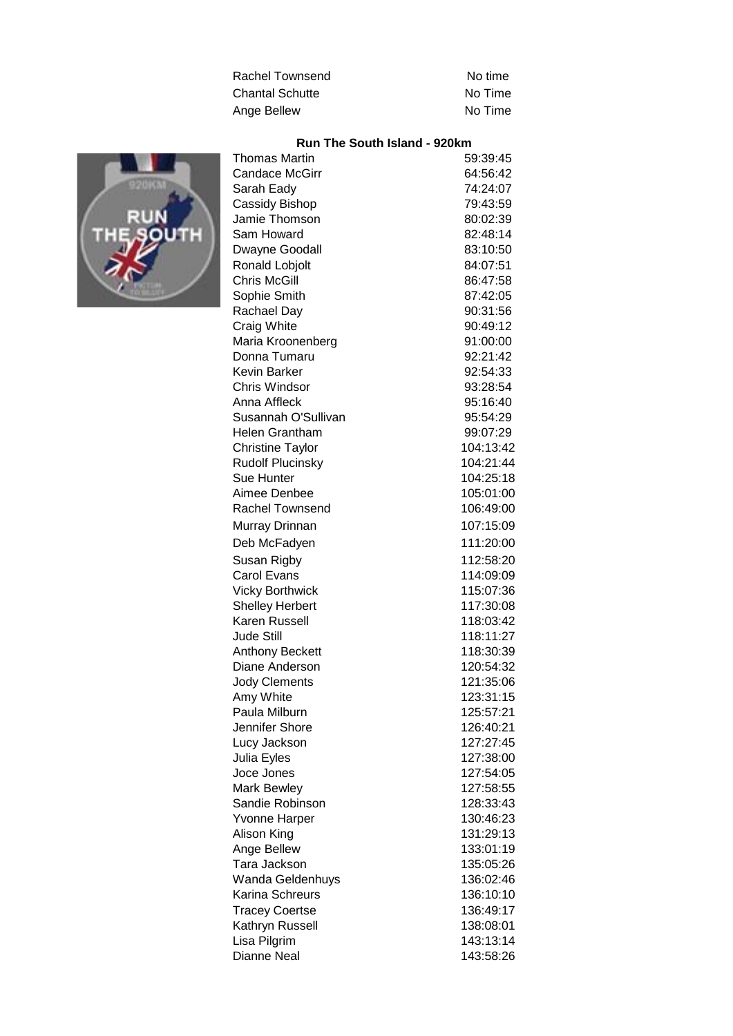| | |
|---|---|
| Rachel Townsend | No time |
| Chantal Schutte | No Time |
| Ange Bellew | No Time |

**Run The South Island - 920km**

| | |
|---|---|
| Thomas Martin | 59:39:45 |
| Candace McGirr | 64:56:42 |
| Sarah Eady | 74:24:07 |
| Cassidy Bishop | 79:43:59 |
| Jamie Thomson | 80:02:39 |
| Sam Howard | 82:48:14 |
| Dwayne Goodall | 83:10:50 |
| Ronald Lobjolt | 84:07:51 |
| Chris McGill | 86:47:58 |
| Sophie Smith | 87:42:05 |
| Rachael Day | 90:31:56 |
| Craig White | 90:49:12 |
| Maria Kroonenberg | 91:00:00 |
| Donna Tumaru | 92:21:42 |
| Kevin Barker | 92:54:33 |
| Chris Windsor | 93:28:54 |
| Anna Affleck | 95:16:40 |
| Susannah O'Sullivan | 95:54:29 |
| Helen Grantham | 99:07:29 |
| Christine Taylor | 104:13:42 |
| Rudolf Plucinsky | 104:21:44 |
| Sue Hunter | 104:25:18 |
| Aimee Denbee | 105:01:00 |
| Rachel Townsend | 106:49:00 |
| Murray Drinnan | 107:15:09 |
| Deb McFadyen | 111:20:00 |
| Susan Rigby | 112:58:20 |
| Carol Evans | 114:09:09 |
| Vicky Borthwick | 115:07:36 |
| Shelley Herbert | 117:30:08 |
| Karen Russell | 118:03:42 |
| Jude Still | 118:11:27 |
| Anthony Beckett | 118:30:39 |
| Diane Anderson | 120:54:32 |
| Jody Clements | 121:35:06 |
| Amy White | 123:31:15 |
| Paula Milburn | 125:57:21 |
| Jennifer Shore | 126:40:21 |
| Lucy Jackson | 127:27:45 |
| Julia Eyles | 127:38:00 |
| Joce Jones | 127:54:05 |
| Mark Bewley | 127:58:55 |
| Sandie Robinson | 128:33:43 |
| Yvonne Harper | 130:46:23 |
| Alison King | 131:29:13 |
| Ange Bellew | 133:01:19 |
| Tara Jackson | 135:05:26 |
| Wanda Geldenhuys | 136:02:46 |
| Karina Schreurs | 136:10:10 |
| Tracey Coertse | 136:49:17 |
| Kathryn Russell | 138:08:01 |
| Lisa Pilgrim | 143:13:14 |
| Dianne Neal | 143:58:26 |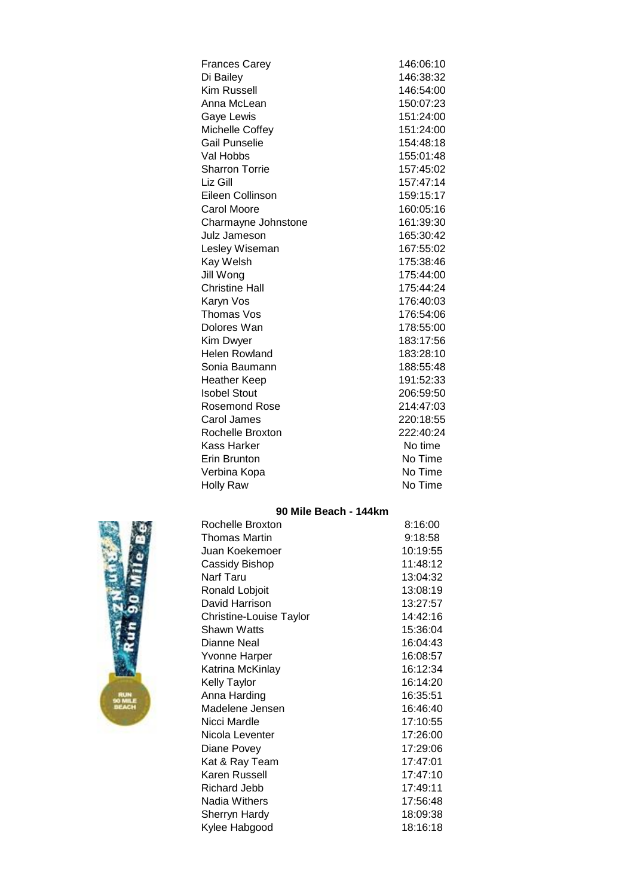| | |
|---|---|
| Frances Carey | 146:06:10 |
| Di Bailey | 146:38:32 |
| Kim Russell | 146:54:00 |
| Anna McLean | 150:07:23 |
| Gaye Lewis | 151:24:00 |
| Michelle Coffey | 151:24:00 |
| Gail Punselie | 154:48:18 |
| Val Hobbs | 155:01:48 |
| Sharron Torrie | 157:45:02 |
| Liz Gill | 157:47:14 |
| Eileen Collinson | 159:15:17 |
| Carol Moore | 160:05:16 |
| Charmayne Johnstone | 161:39:30 |
| Julz Jameson | 165:30:42 |
| Lesley Wiseman | 167:55:02 |
| Kay Welsh | 175:38:46 |
| Jill Wong | 175:44:00 |
| Christine Hall | 175:44:24 |
| Karyn Vos | 176:40:03 |
| Thomas Vos | 176:54:06 |
| Dolores Wan | 178:55:00 |
| Kim Dwyer | 183:17:56 |
| Helen Rowland | 183:28:10 |
| Sonia Baumann | 188:55:48 |
| Heather Keep | 191:52:33 |
| Isobel Stout | 206:59:50 |
| Rosemond Rose | 214:47:03 |
| Carol James | 220:18:55 |
| Rochelle Broxton | 222:40:24 |
| Kass Harker | No time |
| Erin Brunton | No Time |
| Verbina Kopa | No Time |
| Holly Raw | No Time |

**90 Mile Beach - 144km**

| | |
|---|---|
| Rochelle Broxton | 8:16:00 |
| Thomas Martin | 9:18:58 |
| Juan Koekemoer | 10:19:55 |
| Cassidy Bishop | 11:48:12 |
| Narf Taru | 13:04:32 |
| Ronald Lobjoit | 13:08:19 |
| David Harrison | 13:27:57 |
| Christine-Louise Taylor | 14:42:16 |
| Shawn Watts | 15:36:04 |
| Dianne Neal | 16:04:43 |
| Yvonne Harper | 16:08:57 |
| Katrina McKinlay | 16:12:34 |
| Kelly Taylor | 16:14:20 |
| Anna Harding | 16:35:51 |
| Madelene Jensen | 16:46:40 |
| Nicci Mardle | 17:10:55 |
| Nicola Leventer | 17:26:00 |
| Diane Povey | 17:29:06 |
| Kat & Ray Team | 17:47:01 |
| Karen Russell | 17:47:10 |
| Richard Jebb | 17:49:11 |
| Nadia Withers | 17:56:48 |
| Sherryn Hardy | 18:09:38 |
| Kylee Habgood | 18:16:18 |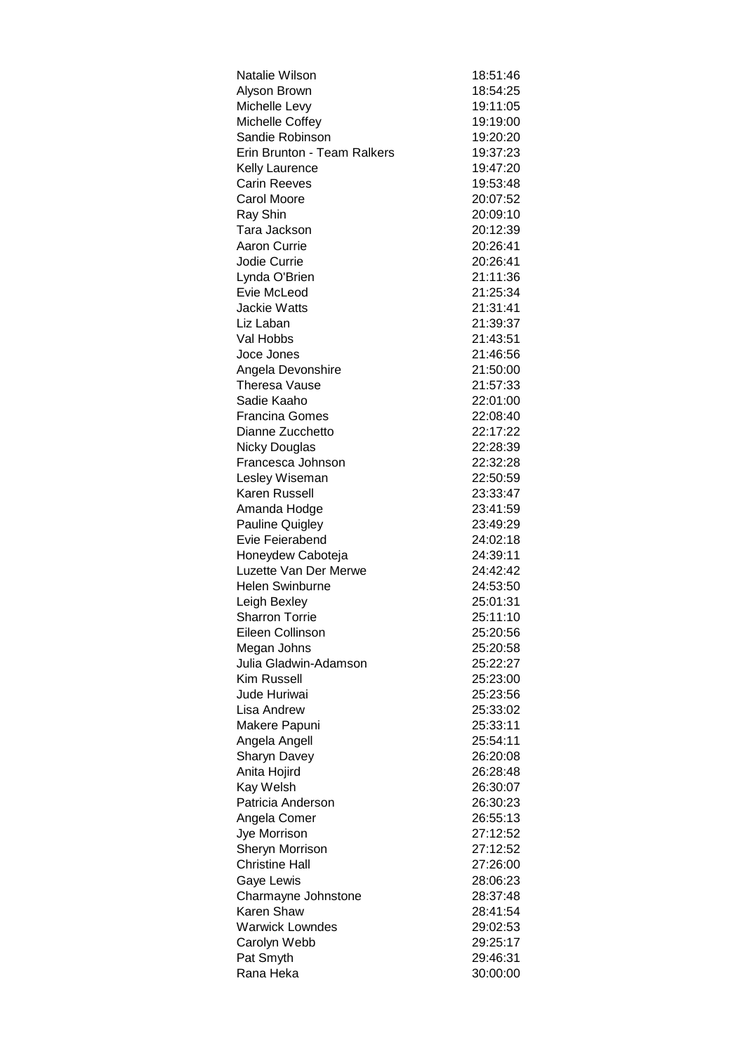| | |
|---|---|
| Natalie Wilson | 18:51:46 |
| Alyson Brown | 18:54:25 |
| Michelle Levy | 19:11:05 |
| Michelle Coffey | 19:19:00 |
| Sandie Robinson | 19:20:20 |
| Erin Brunton - Team Ralkers | 19:37:23 |
| Kelly Laurence | 19:47:20 |
| Carin Reeves | 19:53:48 |
| Carol Moore | 20:07:52 |
| Ray Shin | 20:09:10 |
| Tara Jackson | 20:12:39 |
| Aaron Currie | 20:26:41 |
| Jodie Currie | 20:26:41 |
| Lynda O'Brien | 21:11:36 |
| Evie McLeod | 21:25:34 |
| Jackie Watts | 21:31:41 |
| Liz Laban | 21:39:37 |
| Val Hobbs | 21:43:51 |
| Joce Jones | 21:46:56 |
| Angela Devonshire | 21:50:00 |
| Theresa Vause | 21:57:33 |
| Sadie Kaaho | 22:01:00 |
| Francina Gomes | 22:08:40 |
| Dianne Zucchetto | 22:17:22 |
| Nicky Douglas | 22:28:39 |
| Francesca Johnson | 22:32:28 |
| Lesley Wiseman | 22:50:59 |
| Karen Russell | 23:33:47 |
| Amanda Hodge | 23:41:59 |
| Pauline Quigley | 23:49:29 |
| Evie Feierabend | 24:02:18 |
| Honeydew Caboteja | 24:39:11 |
| Luzette Van Der Merwe | 24:42:42 |
| Helen Swinburne | 24:53:50 |
| Leigh Bexley | 25:01:31 |
| Sharron Torrie | 25:11:10 |
| Eileen Collinson | 25:20:56 |
| Megan Johns | 25:20:58 |
| Julia Gladwin-Adamson | 25:22:27 |
| Kim Russell | 25:23:00 |
| Jude Huriwai | 25:23:56 |
| Lisa Andrew | 25:33:02 |
| Makere Papuni | 25:33:11 |
| Angela Angell | 25:54:11 |
| Sharyn Davey | 26:20:08 |
| Anita Hojird | 26:28:48 |
| Kay Welsh | 26:30:07 |
| Patricia Anderson | 26:30:23 |
| Angela Comer | 26:55:13 |
| Jye Morrison | 27:12:52 |
| Sheryn Morrison | 27:12:52 |
| Christine Hall | 27:26:00 |
| Gaye Lewis | 28:06:23 |
| Charmayne Johnstone | 28:37:48 |
| Karen Shaw | 28:41:54 |
| Warwick Lowndes | 29:02:53 |
| Carolyn Webb | 29:25:17 |
| Pat Smyth | 29:46:31 |
| Rana Heka | 30:00:00 |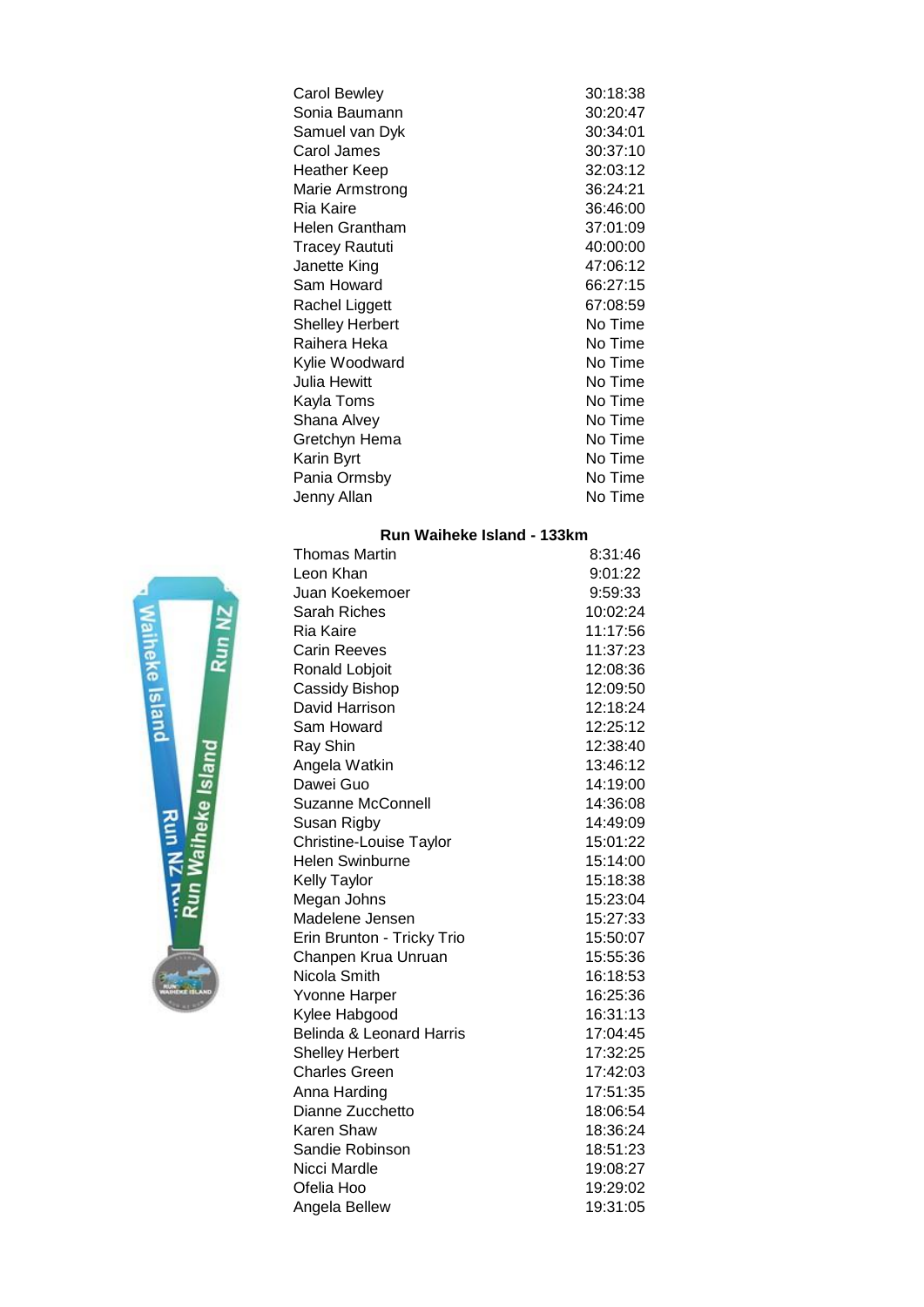| | |
|---|---|
| Carol Bewley | 30:18:38 |
| Sonia Baumann | 30:20:47 |
| Samuel van Dyk | 30:34:01 |
| Carol James | 30:37:10 |
| Heather Keep | 32:03:12 |
| Marie Armstrong | 36:24:21 |
| Ria Kaire | 36:46:00 |
| Helen Grantham | 37:01:09 |
| Tracey Raututi | 40:00:00 |
| Janette King | 47:06:12 |
| Sam Howard | 66:27:15 |
| Rachel Liggett | 67:08:59 |
| Shelley Herbert | No Time |
| Raihera Heka | No Time |
| Kylie Woodward | No Time |
| Julia Hewitt | No Time |
| Kayla Toms | No Time |
| Shana Alvey | No Time |
| Gretchyn Hema | No Time |
| Karin Byrt | No Time |
| Pania Ormsby | No Time |
| Jenny Allan | No Time |

**Run Waiheke Island - 133km**

| | |
|---|---|
| Thomas Martin | 8:31:46 |
| Leon Khan | 9:01:22 |
| Juan Koekemoer | 9:59:33 |
| Sarah Riches | 10:02:24 |
| Ria Kaire | 11:17:56 |
| Carin Reeves | 11:37:23 |
| Ronald Lobjoit | 12:08:36 |
| Cassidy Bishop | 12:09:50 |
| David Harrison | 12:18:24 |
| Sam Howard | 12:25:12 |
| Ray Shin | 12:38:40 |
| Angela Watkin | 13:46:12 |
| Dawei Guo | 14:19:00 |
| Suzanne McConnell | 14:36:08 |
| Susan Rigby | 14:49:09 |
| Christine-Louise Taylor | 15:01:22 |
| Helen Swinburne | 15:14:00 |
| Kelly Taylor | 15:18:38 |
| Megan Johns | 15:23:04 |
| Madelene Jensen | 15:27:33 |
| Erin Brunton - Tricky Trio | 15:50:07 |
| Chanpen Krua Unruan | 15:55:36 |
| Nicola Smith | 16:18:53 |
| Yvonne Harper | 16:25:36 |
| Kylee Habgood | 16:31:13 |
| Belinda & Leonard Harris | 17:04:45 |
| Shelley Herbert | 17:32:25 |
| Charles Green | 17:42:03 |
| Anna Harding | 17:51:35 |
| Dianne Zucchetto | 18:06:54 |
| Karen Shaw | 18:36:24 |
| Sandie Robinson | 18:51:23 |
| Nicci Mardle | 19:08:27 |
| Ofelia Hoo | 19:29:02 |
| Angela Bellew | 19:31:05 |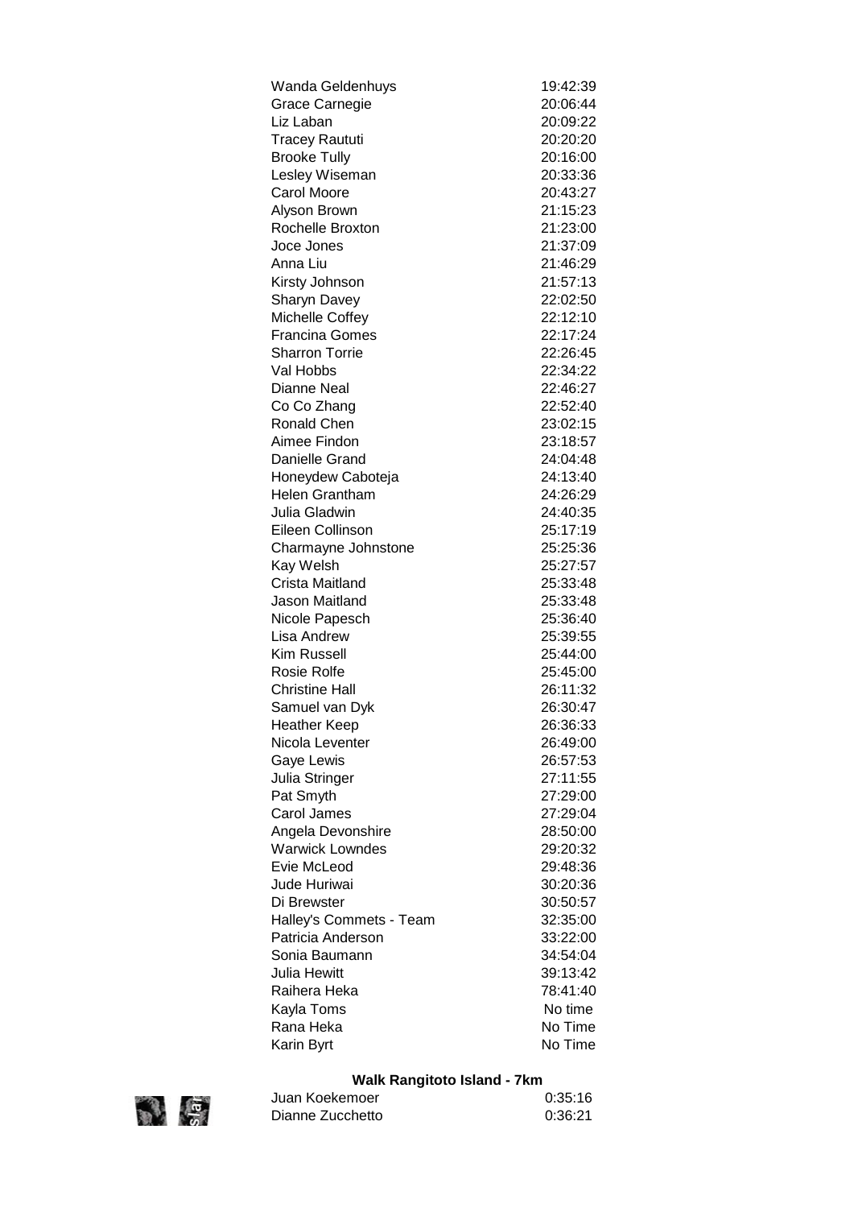| | |
|---|---|
| Wanda Geldenhuys | 19:42:39 |
| Grace Carnegie | 20:06:44 |
| Liz Laban | 20:09:22 |
| Tracey Raututi | 20:20:20 |
| Brooke Tully | 20:16:00 |
| Lesley Wiseman | 20:33:36 |
| Carol Moore | 20:43:27 |
| Alyson Brown | 21:15:23 |
| Rochelle Broxton | 21:23:00 |
| Joce Jones | 21:37:09 |
| Anna Liu | 21:46:29 |
| Kirsty Johnson | 21:57:13 |
| Sharyn Davey | 22:02:50 |
| Michelle Coffey | 22:12:10 |
| Francina Gomes | 22:17:24 |
| Sharron Torrie | 22:26:45 |
| Val Hobbs | 22:34:22 |
| Dianne Neal | 22:46:27 |
| Co Co Zhang | 22:52:40 |
| Ronald Chen | 23:02:15 |
| Aimee Findon | 23:18:57 |
| Danielle Grand | 24:04:48 |
| Honeydew Caboteja | 24:13:40 |
| Helen Grantham | 24:26:29 |
| Julia Gladwin | 24:40:35 |
| Eileen Collinson | 25:17:19 |
| Charmayne Johnstone | 25:25:36 |
| Kay Welsh | 25:27:57 |
| Crista Maitland | 25:33:48 |
| Jason Maitland | 25:33:48 |
| Nicole Papesch | 25:36:40 |
| Lisa Andrew | 25:39:55 |
| Kim Russell | 25:44:00 |
| Rosie Rolfe | 25:45:00 |
| Christine Hall | 26:11:32 |
| Samuel van Dyk | 26:30:47 |
| Heather Keep | 26:36:33 |
| Nicola Leventer | 26:49:00 |
| Gaye Lewis | 26:57:53 |
| Julia Stringer | 27:11:55 |
| Pat Smyth | 27:29:00 |
| Carol James | 27:29:04 |
| Angela Devonshire | 28:50:00 |
| Warwick Lowndes | 29:20:32 |
| Evie McLeod | 29:48:36 |
| Jude Huriwai | 30:20:36 |
| Di Brewster | 30:50:57 |
| Halley's Commets - Team | 32:35:00 |
| Patricia Anderson | 33:22:00 |
| Sonia Baumann | 34:54:04 |
| Julia Hewitt | 39:13:42 |
| Raihera Heka | 78:41:40 |
| Kayla Toms | No time |
| Rana Heka | No Time |
| Karin Byrt | No Time |

**Walk Rangitoto Island - 7km**

| | |
|---|---|
| Juan Koekemoer | 0:35:16 |
| Dianne Zucchetto | 0:36:21 |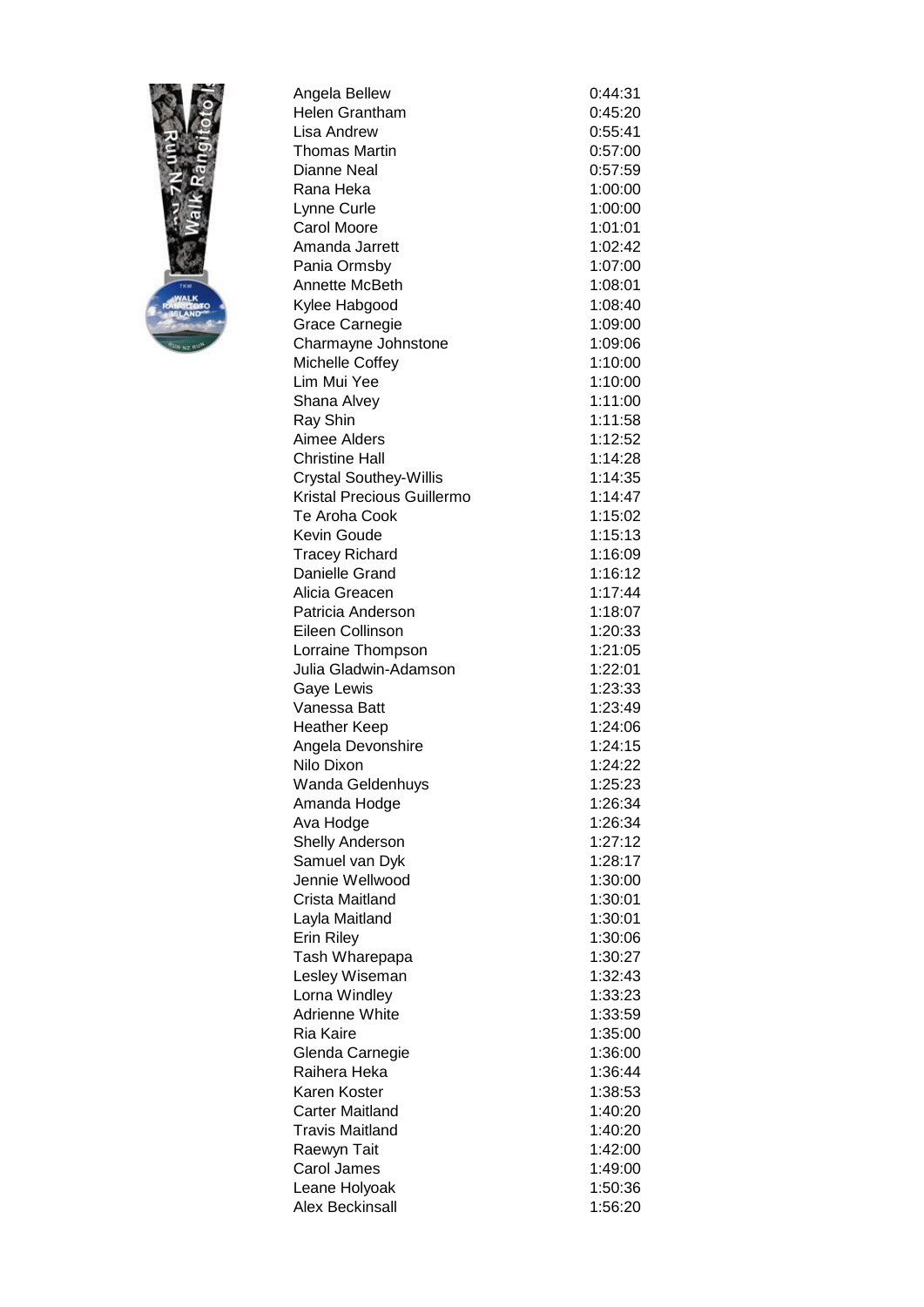| | |
|---|---|
| Angela Bellew | 0:44:31 |
| Helen Grantham | 0:45:20 |
| Lisa Andrew | 0:55:41 |
| Thomas Martin | 0:57:00 |
| Dianne Neal | 0:57:59 |
| Rana Heka | 1:00:00 |
| Lynne Curle | 1:00:00 |
| Carol Moore | 1:01:01 |
| Amanda Jarrett | 1:02:42 |
| Pania Ormsby | 1:07:00 |
| Annette McBeth | 1:08:01 |
| Kylee Habgood | 1:08:40 |
| Grace Carnegie | 1:09:00 |
| Charmayne Johnstone | 1:09:06 |
| Michelle Coffey | 1:10:00 |
| Lim Mui Yee | 1:10:00 |
| Shana Alvey | 1:11:00 |
| Ray Shin | 1:11:58 |
| Aimee Alders | 1:12:52 |
| Christine Hall | 1:14:28 |
| Crystal Southey-Willis | 1:14:35 |
| Kristal Precious Guillermo | 1:14:47 |
| Te Aroha Cook | 1:15:02 |
| Kevin Goude | 1:15:13 |
| Tracey Richard | 1:16:09 |
| Danielle Grand | 1:16:12 |
| Alicia Greacen | 1:17:44 |
| Patricia Anderson | 1:18:07 |
| Eileen Collinson | 1:20:33 |
| Lorraine Thompson | 1:21:05 |
| Julia Gladwin-Adamson | 1:22:01 |
| Gaye Lewis | 1:23:33 |
| Vanessa Batt | 1:23:49 |
| Heather Keep | 1:24:06 |
| Angela Devonshire | 1:24:15 |
| Nilo Dixon | 1:24:22 |
| Wanda Geldenhuys | 1:25:23 |
| Amanda Hodge | 1:26:34 |
| Ava Hodge | 1:26:34 |
| Shelly Anderson | 1:27:12 |
| Samuel van Dyk | 1:28:17 |
| Jennie Wellwood | 1:30:00 |
| Crista Maitland | 1:30:01 |
| Layla Maitland | 1:30:01 |
| Erin Riley | 1:30:06 |
| Tash Wharepapa | 1:30:27 |
| Lesley Wiseman | 1:32:43 |
| Lorna Windley | 1:33:23 |
| Adrienne White | 1:33:59 |
| Ria Kaire | 1:35:00 |
| Glenda Carnegie | 1:36:00 |
| Raihera Heka | 1:36:44 |
| Karen Koster | 1:38:53 |
| Carter Maitland | 1:40:20 |
| Travis Maitland | 1:40:20 |
| Raewyn Tait | 1:42:00 |
| Carol James | 1:49:00 |
| Leane Holyoak | 1:50:36 |
| Alex Beckinsall | 1:56:20 |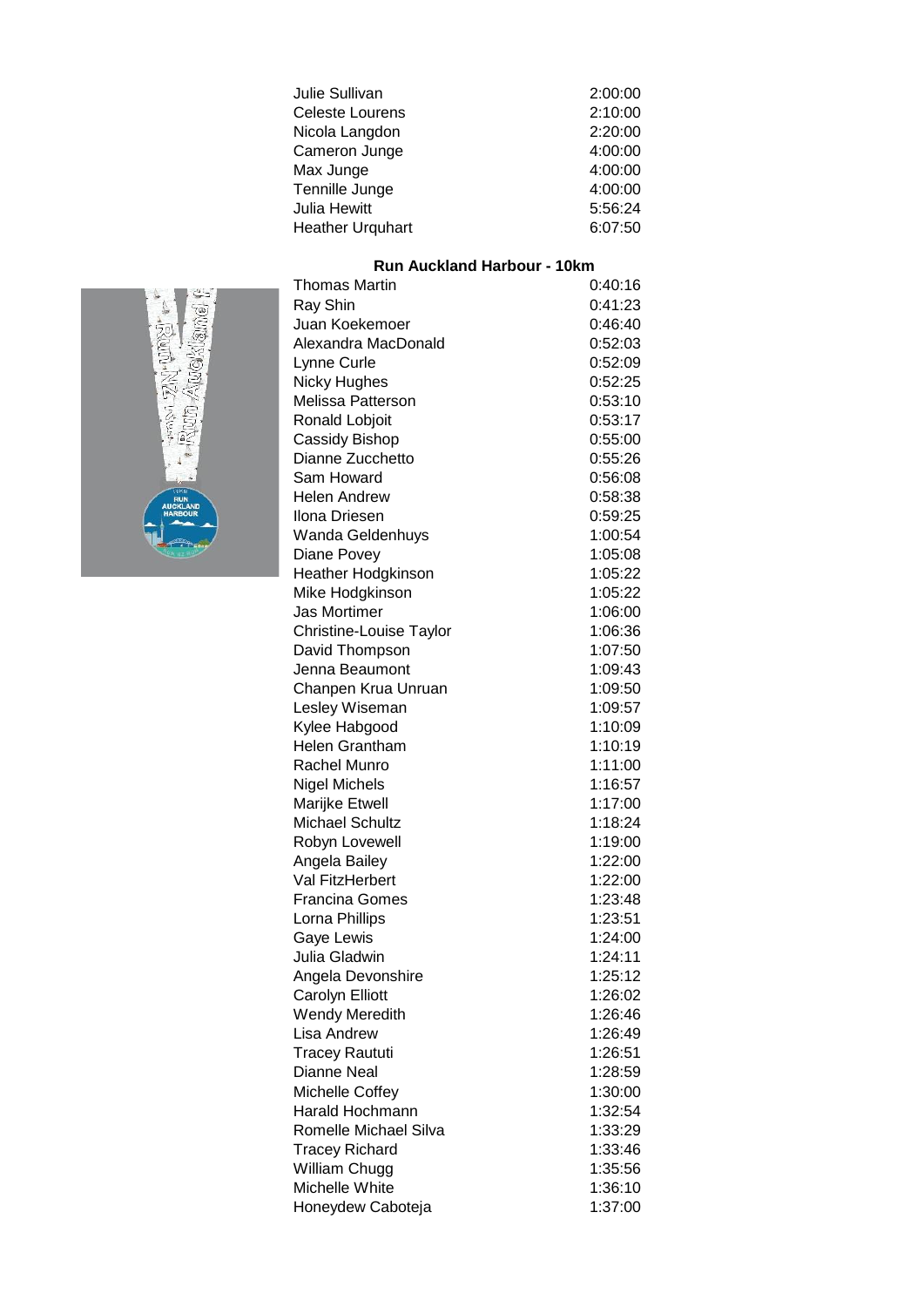| | |
|---|---|
| Julie Sullivan | 2:00:00 |
| Celeste Lourens | 2:10:00 |
| Nicola Langdon | 2:20:00 |
| Cameron Junge | 4:00:00 |
| Max Junge | 4:00:00 |
| Tennille Junge | 4:00:00 |
| Julia Hewitt | 5:56:24 |
| Heather Urquhart | 6:07:50 |

**Run Auckland Harbour - 10km**

| | |
|---|---|
| Thomas Martin | 0:40:16 |
| Ray Shin | 0:41:23 |
| Juan Koekemoer | 0:46:40 |
| Alexandra MacDonald | 0:52:03 |
| Lynne Curle | 0:52:09 |
| Nicky Hughes | 0:52:25 |
| Melissa Patterson | 0:53:10 |
| Ronald Lobjoit | 0:53:17 |
| Cassidy Bishop | 0:55:00 |
| Dianne Zucchetto | 0:55:26 |
| Sam Howard | 0:56:08 |
| Helen Andrew | 0:58:38 |
| Ilona Driesen | 0:59:25 |
| Wanda Geldenhuys | 1:00:54 |
| Diane Povey | 1:05:08 |
| Heather Hodgkinson | 1:05:22 |
| Mike Hodgkinson | 1:05:22 |
| Jas Mortimer | 1:06:00 |
| Christine-Louise Taylor | 1:06:36 |
| David Thompson | 1:07:50 |
| Jenna Beaumont | 1:09:43 |
| Chanpen Krua Unruan | 1:09:50 |
| Lesley Wiseman | 1:09:57 |
| Kylee Habgood | 1:10:09 |
| Helen Grantham | 1:10:19 |
| Rachel Munro | 1:11:00 |
| Nigel Michels | 1:16:57 |
| Marijke Etwell | 1:17:00 |
| Michael Schultz | 1:18:24 |
| Robyn Lovewell | 1:19:00 |
| Angela Bailey | 1:22:00 |
| Val FitzHerbert | 1:22:00 |
| Francina Gomes | 1:23:48 |
| Lorna Phillips | 1:23:51 |
| Gaye Lewis | 1:24:00 |
| Julia Gladwin | 1:24:11 |
| Angela Devonshire | 1:25:12 |
| Carolyn Elliott | 1:26:02 |
| Wendy Meredith | 1:26:46 |
| Lisa Andrew | 1:26:49 |
| Tracey Raututi | 1:26:51 |
| Dianne Neal | 1:28:59 |
| Michelle Coffey | 1:30:00 |
| Harald Hochmann | 1:32:54 |
| Romelle Michael Silva | 1:33:29 |
| Tracey Richard | 1:33:46 |
| William Chugg | 1:35:56 |
| Michelle White | 1:36:10 |
| Honeydew Caboteja | 1:37:00 |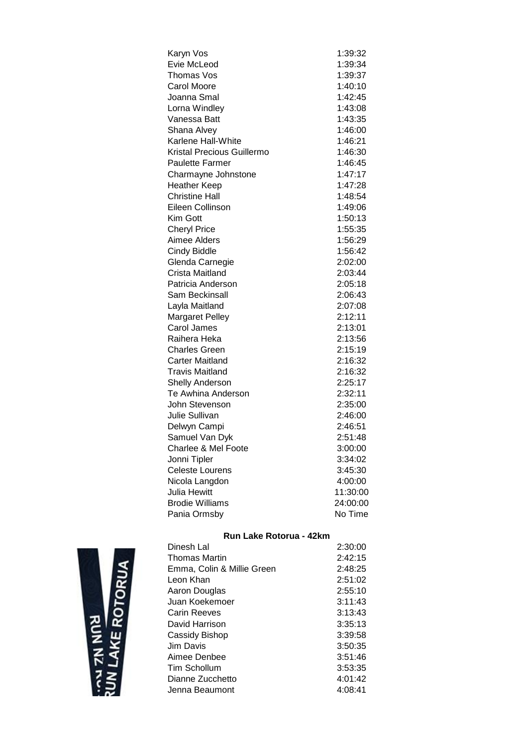| | |
|---|---|
| Karyn Vos | 1:39:32 |
| Evie McLeod | 1:39:34 |
| Thomas Vos | 1:39:37 |
| Carol Moore | 1:40:10 |
| Joanna Smal | 1:42:45 |
| Lorna Windley | 1:43:08 |
| Vanessa Batt | 1:43:35 |
| Shana Alvey | 1:46:00 |
| Karlene Hall-White | 1:46:21 |
| Kristal Precious Guillermo | 1:46:30 |
| Paulette Farmer | 1:46:45 |
| Charmayne Johnstone | 1:47:17 |
| Heather Keep | 1:47:28 |
| Christine Hall | 1:48:54 |
| Eileen Collinson | 1:49:06 |
| Kim Gott | 1:50:13 |
| Cheryl Price | 1:55:35 |
| Aimee Alders | 1:56:29 |
| Cindy Biddle | 1:56:42 |
| Glenda Carnegie | 2:02:00 |
| Crista Maitland | 2:03:44 |
| Patricia Anderson | 2:05:18 |
| Sam Beckinsall | 2:06:43 |
| Layla Maitland | 2:07:08 |
| Margaret Pelley | 2:12:11 |
| Carol James | 2:13:01 |
| Raihera Heka | 2:13:56 |
| Charles Green | 2:15:19 |
| Carter Maitland | 2:16:32 |
| Travis Maitland | 2:16:32 |
| Shelly Anderson | 2:25:17 |
| Te Awhina Anderson | 2:32:11 |
| John Stevenson | 2:35:00 |
| Julie Sullivan | 2:46:00 |
| Delwyn Campi | 2:46:51 |
| Samuel Van Dyk | 2:51:48 |
| Charlee & Mel Foote | 3:00:00 |
| Jonni Tipler | 3:34:02 |
| Celeste Lourens | 3:45:30 |
| Nicola Langdon | 4:00:00 |
| Julia Hewitt | 11:30:00 |
| Brodie Williams | 24:00:00 |
| Pania Ormsby | No Time |

**Run Lake Rotorua - 42km**

| | |
|---|---|
| Dinesh Lal | 2:30:00 |
| Thomas Martin | 2:42:15 |
| Emma, Colin & Millie Green | 2:48:25 |
| Leon Khan | 2:51:02 |
| Aaron Douglas | 2:55:10 |
| Juan Koekemoer | 3:11:43 |
| Carin Reeves | 3:13:43 |
| David Harrison | 3:35:13 |
| Cassidy Bishop | 3:39:58 |
| Jim Davis | 3:50:35 |
| Aimee Denbee | 3:51:46 |
| Tim Schollum | 3:53:35 |
| Dianne Zucchetto | 4:01:42 |
| Jenna Beaumont | 4:08:41 |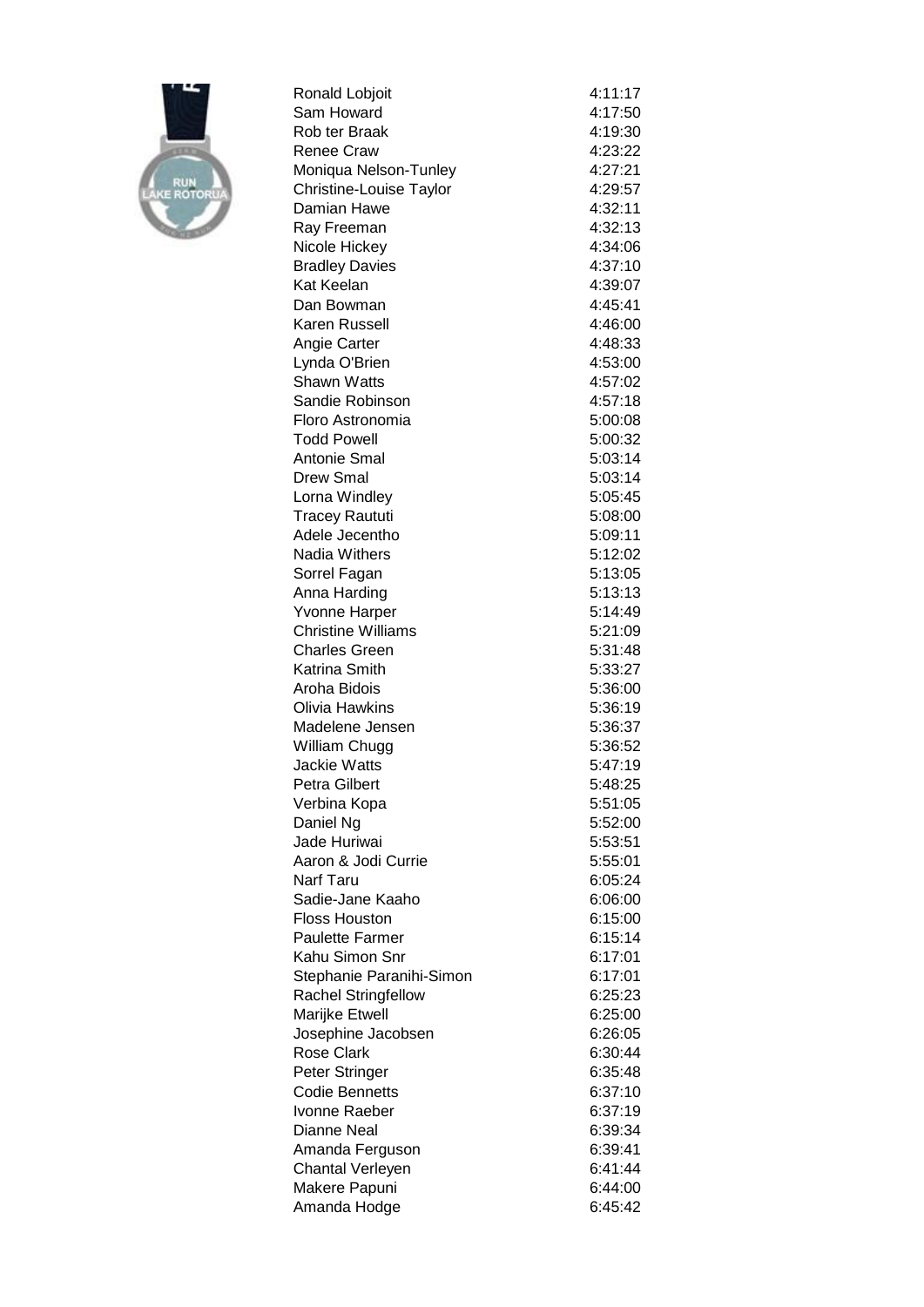| | |
|---|---|
| Ronald Lobjoit | 4:11:17 |
| Sam Howard | 4:17:50 |
| Rob ter Braak | 4:19:30 |
| Renee Craw | 4:23:22 |
| Moniqua Nelson-Tunley | 4:27:21 |
| Christine-Louise Taylor | 4:29:57 |
| Damian Hawe | 4:32:11 |
| Ray Freeman | 4:32:13 |
| Nicole Hickey | 4:34:06 |
| Bradley Davies | 4:37:10 |
| Kat Keelan | 4:39:07 |
| Dan Bowman | 4:45:41 |
| Karen Russell | 4:46:00 |
| Angie Carter | 4:48:33 |
| Lynda O'Brien | 4:53:00 |
| Shawn Watts | 4:57:02 |
| Sandie Robinson | 4:57:18 |
| Floro Astronomia | 5:00:08 |
| Todd Powell | 5:00:32 |
| Antonie Smal | 5:03:14 |
| Drew Smal | 5:03:14 |
| Lorna Windley | 5:05:45 |
| Tracey Raututi | 5:08:00 |
| Adele Jecentho | 5:09:11 |
| Nadia Withers | 5:12:02 |
| Sorrel Fagan | 5:13:05 |
| Anna Harding | 5:13:13 |
| Yvonne Harper | 5:14:49 |
| Christine Williams | 5:21:09 |
| Charles Green | 5:31:48 |
| Katrina Smith | 5:33:27 |
| Aroha Bidois | 5:36:00 |
| Olivia Hawkins | 5:36:19 |
| Madelene Jensen | 5:36:37 |
| William Chugg | 5:36:52 |
| Jackie Watts | 5:47:19 |
| Petra Gilbert | 5:48:25 |
| Verbina Kopa | 5:51:05 |
| Daniel Ng | 5:52:00 |
| Jade Huriwai | 5:53:51 |
| Aaron & Jodi Currie | 5:55:01 |
| Narf Taru | 6:05:24 |
| Sadie-Jane Kaaho | 6:06:00 |
| Floss Houston | 6:15:00 |
| Paulette Farmer | 6:15:14 |
| Kahu Simon Snr | 6:17:01 |
| Stephanie Paranihi-Simon | 6:17:01 |
| Rachel Stringfellow | 6:25:23 |
| Marijke Etwell | 6:25:00 |
| Josephine Jacobsen | 6:26:05 |
| Rose Clark | 6:30:44 |
| Peter Stringer | 6:35:48 |
| Codie Bennetts | 6:37:10 |
| Ivonne Raeber | 6:37:19 |
| Dianne Neal | 6:39:34 |
| Amanda Ferguson | 6:39:41 |
| Chantal Verleyen | 6:41:44 |
| Makere Papuni | 6:44:00 |
| Amanda Hodge | 6:45:42 |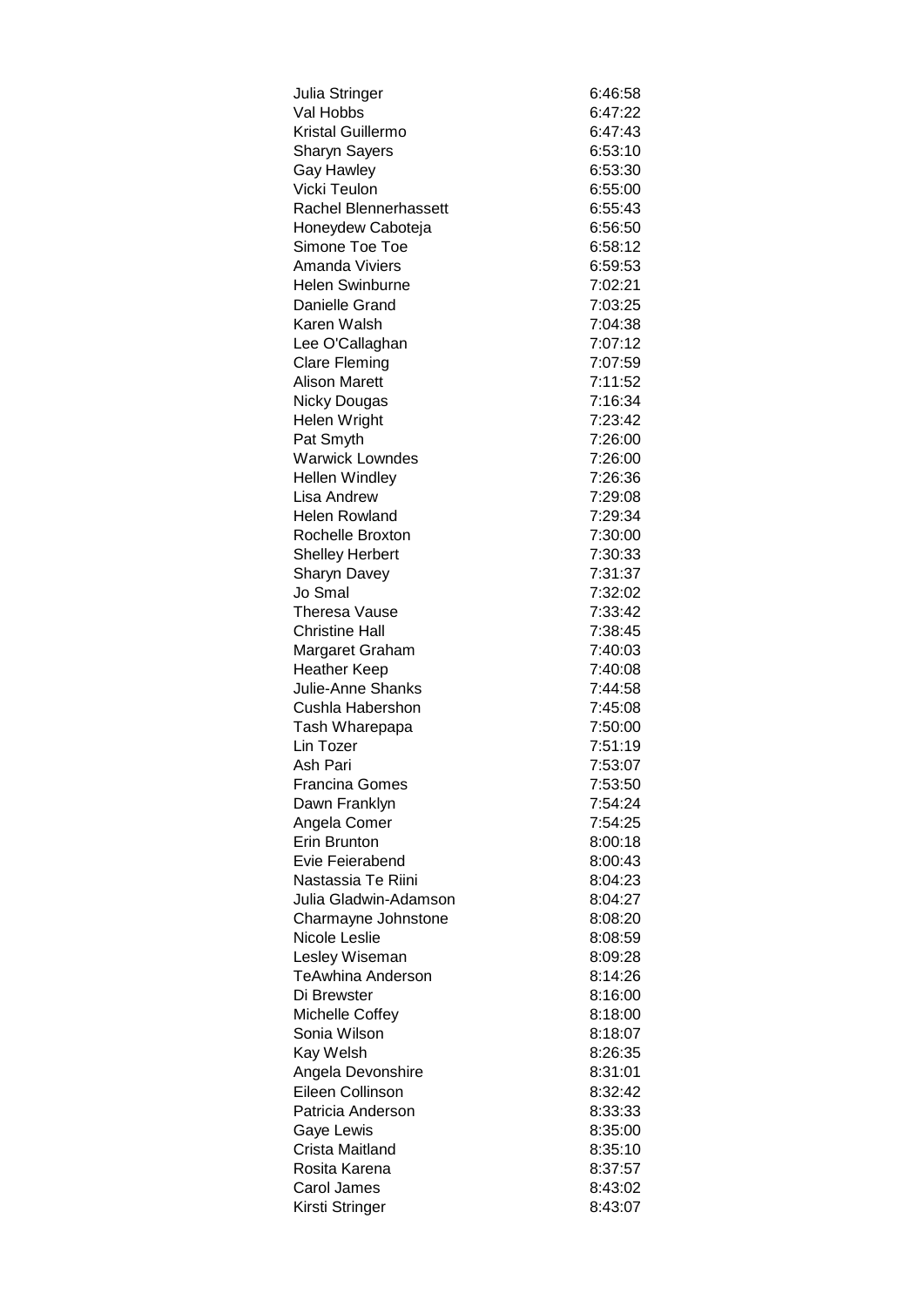| | |
|---|---|
| Julia Stringer | 6:46:58 |
| Val Hobbs | 6:47:22 |
| Kristal Guillermo | 6:47:43 |
| Sharyn Sayers | 6:53:10 |
| Gay Hawley | 6:53:30 |
| Vicki Teulon | 6:55:00 |
| Rachel Blennerhassett | 6:55:43 |
| Honeydew Caboteja | 6:56:50 |
| Simone Toe Toe | 6:58:12 |
| Amanda Viviers | 6:59:53 |
| Helen Swinburne | 7:02:21 |
| Danielle Grand | 7:03:25 |
| Karen Walsh | 7:04:38 |
| Lee O'Callaghan | 7:07:12 |
| Clare Fleming | 7:07:59 |
| Alison Marett | 7:11:52 |
| Nicky Dougas | 7:16:34 |
| Helen Wright | 7:23:42 |
| Pat Smyth | 7:26:00 |
| Warwick Lowndes | 7:26:00 |
| Hellen Windley | 7:26:36 |
| Lisa Andrew | 7:29:08 |
| Helen Rowland | 7:29:34 |
| Rochelle Broxton | 7:30:00 |
| Shelley Herbert | 7:30:33 |
| Sharyn Davey | 7:31:37 |
| Jo Smal | 7:32:02 |
| Theresa Vause | 7:33:42 |
| Christine Hall | 7:38:45 |
| Margaret Graham | 7:40:03 |
| Heather Keep | 7:40:08 |
| Julie-Anne Shanks | 7:44:58 |
| Cushla Habershon | 7:45:08 |
| Tash Wharepapa | 7:50:00 |
| Lin Tozer | 7:51:19 |
| Ash Pari | 7:53:07 |
| Francina Gomes | 7:53:50 |
| Dawn Franklyn | 7:54:24 |
| Angela Comer | 7:54:25 |
| Erin Brunton | 8:00:18 |
| Evie Feierabend | 8:00:43 |
| Nastassia Te Riini | 8:04:23 |
| Julia Gladwin-Adamson | 8:04:27 |
| Charmayne Johnstone | 8:08:20 |
| Nicole Leslie | 8:08:59 |
| Lesley Wiseman | 8:09:28 |
| TeAwhina Anderson | 8:14:26 |
| Di Brewster | 8:16:00 |
| Michelle Coffey | 8:18:00 |
| Sonia Wilson | 8:18:07 |
| Kay Welsh | 8:26:35 |
| Angela Devonshire | 8:31:01 |
| Eileen Collinson | 8:32:42 |
| Patricia Anderson | 8:33:33 |
| Gaye Lewis | 8:35:00 |
| Crista Maitland | 8:35:10 |
| Rosita Karena | 8:37:57 |
| Carol James | 8:43:02 |
| Kirsti Stringer | 8:43:07 |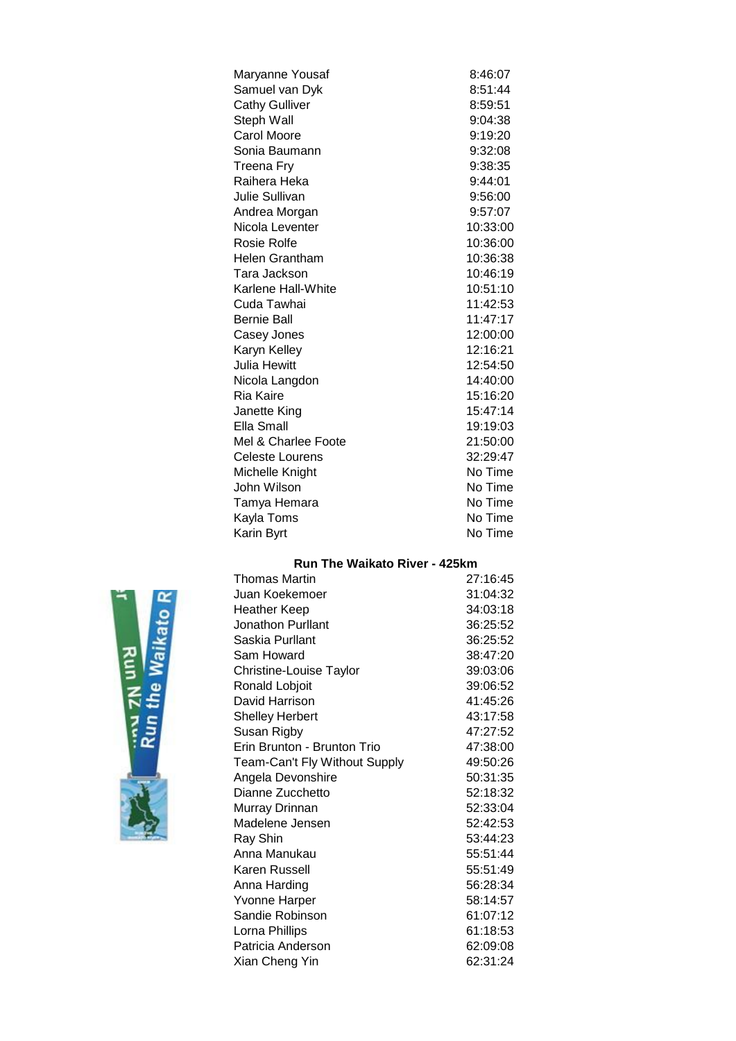| | |
|---|---|
| Maryanne Yousaf | 8:46:07 |
| Samuel van Dyk | 8:51:44 |
| Cathy Gulliver | 8:59:51 |
| Steph Wall | 9:04:38 |
| Carol Moore | 9:19:20 |
| Sonia Baumann | 9:32:08 |
| Treena Fry | 9:38:35 |
| Raihera Heka | 9:44:01 |
| Julie Sullivan | 9:56:00 |
| Andrea Morgan | 9:57:07 |
| Nicola Leventer | 10:33:00 |
| Rosie Rolfe | 10:36:00 |
| Helen Grantham | 10:36:38 |
| Tara Jackson | 10:46:19 |
| Karlene Hall-White | 10:51:10 |
| Cuda Tawhai | 11:42:53 |
| Bernie Ball | 11:47:17 |
| Casey Jones | 12:00:00 |
| Karyn Kelley | 12:16:21 |
| Julia Hewitt | 12:54:50 |
| Nicola Langdon | 14:40:00 |
| Ria Kaire | 15:16:20 |
| Janette King | 15:47:14 |
| Ella Small | 19:19:03 |
| Mel & Charlee Foote | 21:50:00 |
| Celeste Lourens | 32:29:47 |
| Michelle Knight | No Time |
| John Wilson | No Time |
| Tamya Hemara | No Time |
| Kayla Toms | No Time |
| Karin Byrt | No Time |

**Run The Waikato River - 425km**

| | |
|---|---|
| Thomas Martin | 27:16:45 |
| Juan Koekemoer | 31:04:32 |
| Heather Keep | 34:03:18 |
| Jonathon Purllant | 36:25:52 |
| Saskia Purllant | 36:25:52 |
| Sam Howard | 38:47:20 |
| Christine-Louise Taylor | 39:03:06 |
| Ronald Lobjoit | 39:06:52 |
| David Harrison | 41:45:26 |
| Shelley Herbert | 43:17:58 |
| Susan Rigby | 47:27:52 |
| Erin Brunton - Brunton Trio | 47:38:00 |
| Team-Can't Fly Without Supply | 49:50:26 |
| Angela Devonshire | 50:31:35 |
| Dianne Zucchetto | 52:18:32 |
| Murray Drinnan | 52:33:04 |
| Madelene Jensen | 52:42:53 |
| Ray Shin | 53:44:23 |
| Anna Manukau | 55:51:44 |
| Karen Russell | 55:51:49 |
| Anna Harding | 56:28:34 |
| Yvonne Harper | 58:14:57 |
| Sandie Robinson | 61:07:12 |
| Lorna Phillips | 61:18:53 |
| Patricia Anderson | 62:09:08 |
| Xian Cheng Yin | 62:31:24 |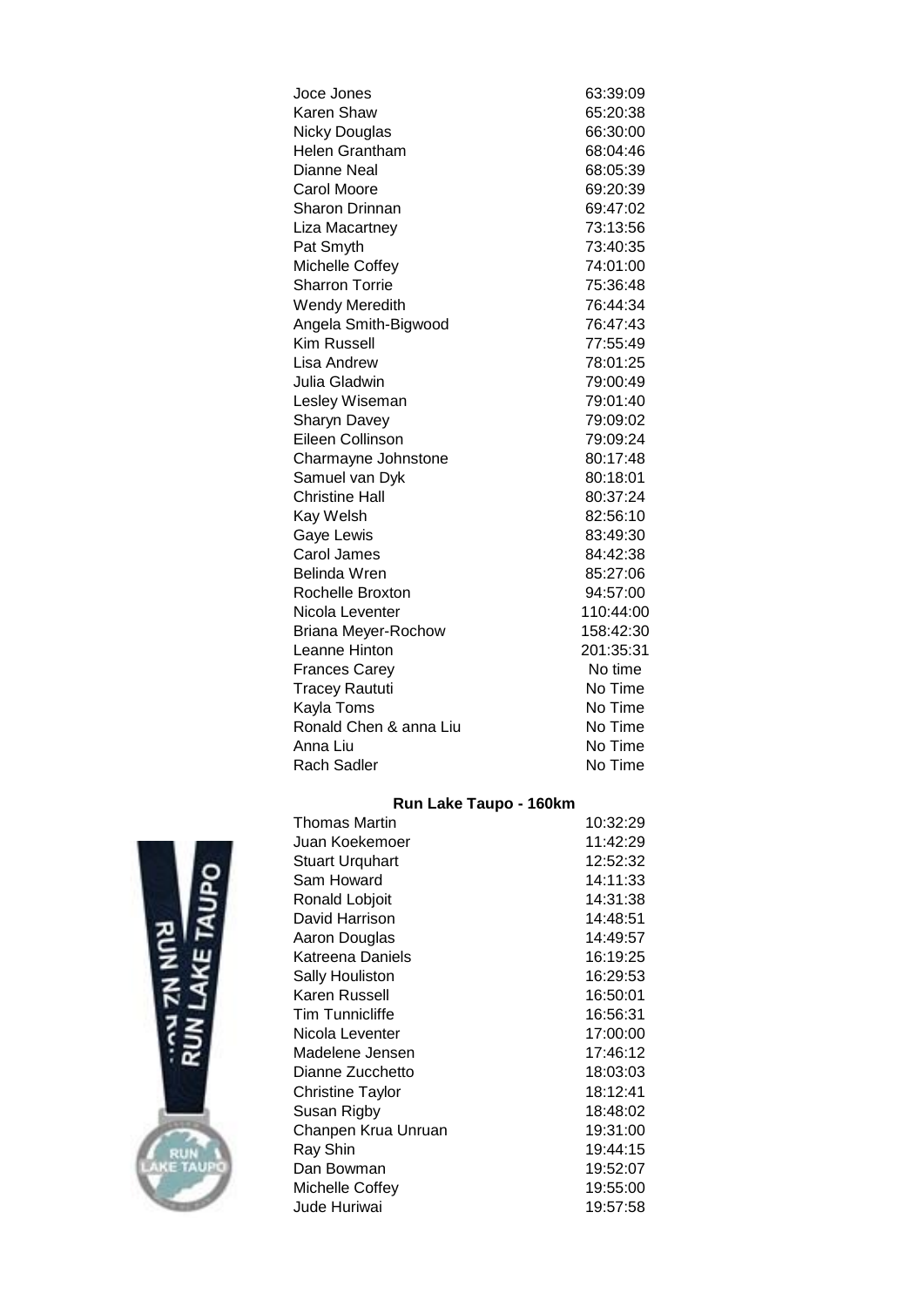| | |
|---|---|
| Joce Jones | 63:39:09 |
| Karen Shaw | 65:20:38 |
| Nicky Douglas | 66:30:00 |
| Helen Grantham | 68:04:46 |
| Dianne Neal | 68:05:39 |
| Carol Moore | 69:20:39 |
| Sharon Drinnan | 69:47:02 |
| Liza Macartney | 73:13:56 |
| Pat Smyth | 73:40:35 |
| Michelle Coffey | 74:01:00 |
| Sharron Torrie | 75:36:48 |
| Wendy Meredith | 76:44:34 |
| Angela Smith-Bigwood | 76:47:43 |
| Kim Russell | 77:55:49 |
| Lisa Andrew | 78:01:25 |
| Julia Gladwin | 79:00:49 |
| Lesley Wiseman | 79:01:40 |
| Sharyn Davey | 79:09:02 |
| Eileen Collinson | 79:09:24 |
| Charmayne Johnstone | 80:17:48 |
| Samuel van Dyk | 80:18:01 |
| Christine Hall | 80:37:24 |
| Kay Welsh | 82:56:10 |
| Gaye Lewis | 83:49:30 |
| Carol James | 84:42:38 |
| Belinda Wren | 85:27:06 |
| Rochelle Broxton | 94:57:00 |
| Nicola Leventer | 110:44:00 |
| Briana Meyer-Rochow | 158:42:30 |
| Leanne Hinton | 201:35:31 |
| Frances Carey | No time |
| Tracey Raututi | No Time |
| Kayla Toms | No Time |
| Ronald Chen & anna Liu | No Time |
| Anna Liu | No Time |
| Rach Sadler | No Time |

**Run Lake Taupo - 160km**

| | |
|---|---|
| Thomas Martin | 10:32:29 |
| Juan Koekemoer | 11:42:29 |
| Stuart Urquhart | 12:52:32 |
| Sam Howard | 14:11:33 |
| Ronald Lobjoit | 14:31:38 |
| David Harrison | 14:48:51 |
| Aaron Douglas | 14:49:57 |
| Katreena Daniels | 16:19:25 |
| Sally Houliston | 16:29:53 |
| Karen Russell | 16:50:01 |
| Tim Tunnicliffe | 16:56:31 |
| Nicola Leventer | 17:00:00 |
| Madelene Jensen | 17:46:12 |
| Dianne Zucchetto | 18:03:03 |
| Christine Taylor | 18:12:41 |
| Susan Rigby | 18:48:02 |
| Chanpen Krua Unruan | 19:31:00 |
| Ray Shin | 19:44:15 |
| Dan Bowman | 19:52:07 |
| Michelle Coffey | 19:55:00 |
| Jude Huriwai | 19:57:58 |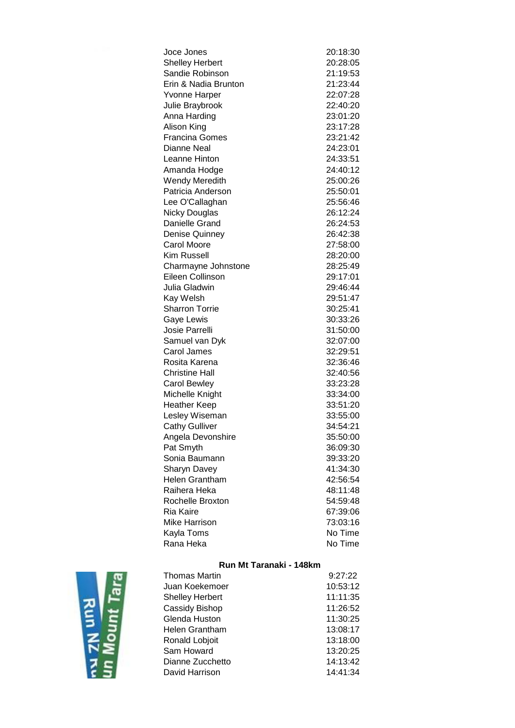| | |
|---|---|
| Joce Jones | 20:18:30 |
| Shelley Herbert | 20:28:05 |
| Sandie Robinson | 21:19:53 |
| Erin & Nadia Brunton | 21:23:44 |
| Yvonne Harper | 22:07:28 |
| Julie Braybrook | 22:40:20 |
| Anna Harding | 23:01:20 |
| Alison King | 23:17:28 |
| Francina Gomes | 23:21:42 |
| Dianne Neal | 24:23:01 |
| Leanne Hinton | 24:33:51 |
| Amanda Hodge | 24:40:12 |
| Wendy Meredith | 25:00:26 |
| Patricia Anderson | 25:50:01 |
| Lee O'Callaghan | 25:56:46 |
| Nicky Douglas | 26:12:24 |
| Danielle Grand | 26:24:53 |
| Denise Quinney | 26:42:38 |
| Carol Moore | 27:58:00 |
| Kim Russell | 28:20:00 |
| Charmayne Johnstone | 28:25:49 |
| Eileen Collinson | 29:17:01 |
| Julia Gladwin | 29:46:44 |
| Kay Welsh | 29:51:47 |
| Sharron Torrie | 30:25:41 |
| Gaye Lewis | 30:33:26 |
| Josie Parrelli | 31:50:00 |
| Samuel van Dyk | 32:07:00 |
| Carol James | 32:29:51 |
| Rosita Karena | 32:36:46 |
| Christine Hall | 32:40:56 |
| Carol Bewley | 33:23:28 |
| Michelle Knight | 33:34:00 |
| Heather Keep | 33:51:20 |
| Lesley Wiseman | 33:55:00 |
| Cathy Gulliver | 34:54:21 |
| Angela Devonshire | 35:50:00 |
| Pat Smyth | 36:09:30 |
| Sonia Baumann | 39:33:20 |
| Sharyn Davey | 41:34:30 |
| Helen Grantham | 42:56:54 |
| Raihera Heka | 48:11:48 |
| Rochelle Broxton | 54:59:48 |
| Ria Kaire | 67:39:06 |
| Mike Harrison | 73:03:16 |
| Kayla Toms | No Time |
| Rana Heka | No Time |

**Run Mt Taranaki - 148km**

| | |
|---|---|
| Thomas Martin | 9:27:22 |
| Juan Koekemoer | 10:53:12 |
| Shelley Herbert | 11:11:35 |
| Cassidy Bishop | 11:26:52 |
| Glenda Huston | 11:30:25 |
| Helen Grantham | 13:08:17 |
| Ronald Lobjoit | 13:18:00 |
| Sam Howard | 13:20:25 |
| Dianne Zucchetto | 14:13:42 |
| David Harrison | 14:41:34 |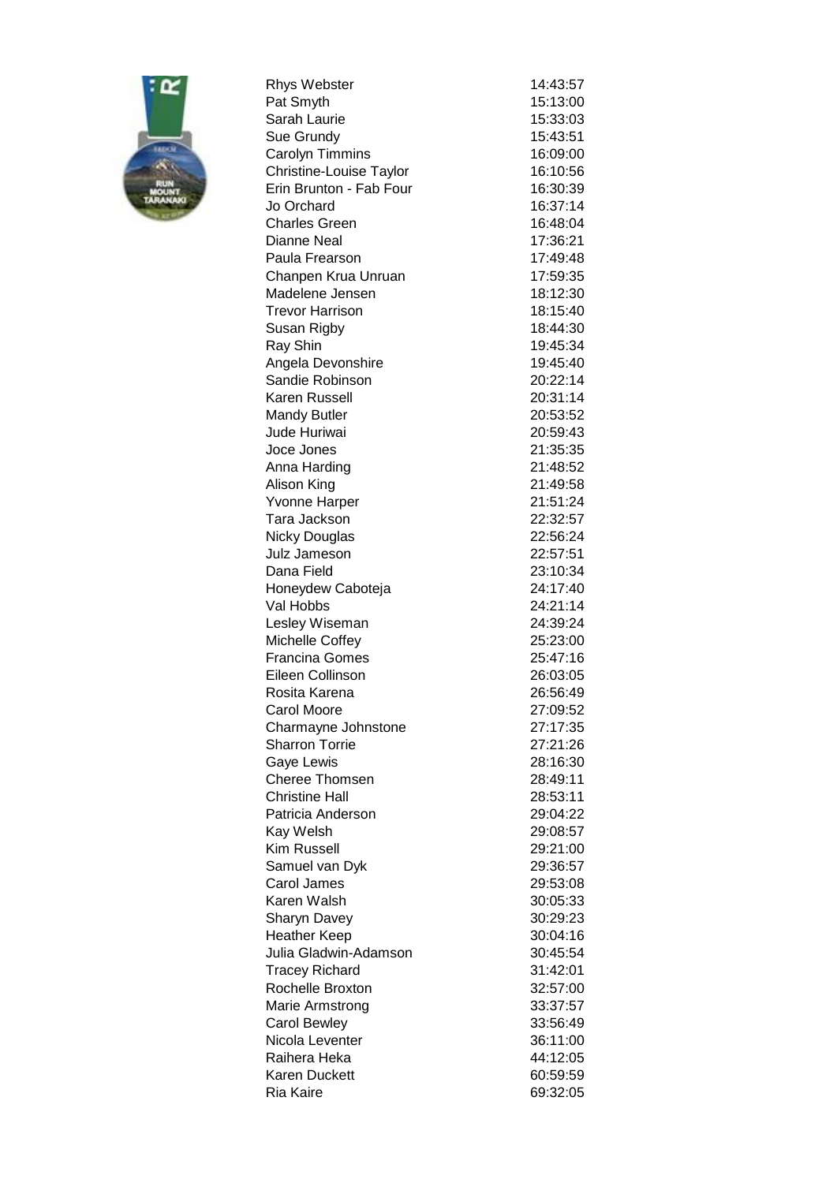| | |
|---|---|
| Rhys Webster | 14:43:57 |
| Pat Smyth | 15:13:00 |
| Sarah Laurie | 15:33:03 |
| Sue Grundy | 15:43:51 |
| Carolyn Timmins | 16:09:00 |
| Christine-Louise Taylor | 16:10:56 |
| Erin Brunton - Fab Four | 16:30:39 |
| Jo Orchard | 16:37:14 |
| Charles Green | 16:48:04 |
| Dianne Neal | 17:36:21 |
| Paula Frearson | 17:49:48 |
| Chanpen Krua Unruan | 17:59:35 |
| Madelene Jensen | 18:12:30 |
| Trevor Harrison | 18:15:40 |
| Susan Rigby | 18:44:30 |
| Ray Shin | 19:45:34 |
| Angela Devonshire | 19:45:40 |
| Sandie Robinson | 20:22:14 |
| Karen Russell | 20:31:14 |
| Mandy Butler | 20:53:52 |
| Jude Huriwai | 20:59:43 |
| Joce Jones | 21:35:35 |
| Anna Harding | 21:48:52 |
| Alison King | 21:49:58 |
| Yvonne Harper | 21:51:24 |
| Tara Jackson | 22:32:57 |
| Nicky Douglas | 22:56:24 |
| Julz Jameson | 22:57:51 |
| Dana Field | 23:10:34 |
| Honeydew Caboteja | 24:17:40 |
| Val Hobbs | 24:21:14 |
| Lesley Wiseman | 24:39:24 |
| Michelle Coffey | 25:23:00 |
| Francina Gomes | 25:47:16 |
| Eileen Collinson | 26:03:05 |
| Rosita Karena | 26:56:49 |
| Carol Moore | 27:09:52 |
| Charmayne Johnstone | 27:17:35 |
| Sharron Torrie | 27:21:26 |
| Gaye Lewis | 28:16:30 |
| Cheree Thomsen | 28:49:11 |
| Christine Hall | 28:53:11 |
| Patricia Anderson | 29:04:22 |
| Kay Welsh | 29:08:57 |
| Kim Russell | 29:21:00 |
| Samuel van Dyk | 29:36:57 |
| Carol James | 29:53:08 |
| Karen Walsh | 30:05:33 |
| Sharyn Davey | 30:29:23 |
| Heather Keep | 30:04:16 |
| Julia Gladwin-Adamson | 30:45:54 |
| Tracey Richard | 31:42:01 |
| Rochelle Broxton | 32:57:00 |
| Marie Armstrong | 33:37:57 |
| Carol Bewley | 33:56:49 |
| Nicola Leventer | 36:11:00 |
| Raihera Heka | 44:12:05 |
| Karen Duckett | 60:59:59 |
| Ria Kaire | 69:32:05 |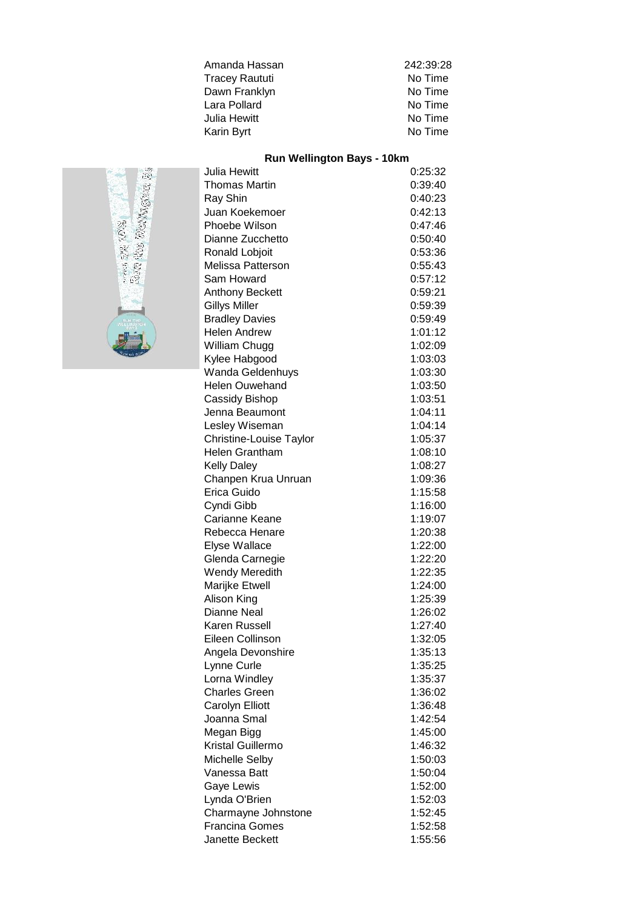| | |
|---|---|
| Amanda Hassan | 242:39:28 |
| Tracey Raututi | No Time |
| Dawn Franklyn | No Time |
| Lara Pollard | No Time |
| Julia Hewitt | No Time |
| Karin Byrt | No Time |

## Run Wellington Bays - 10km

| | |
|---|---|
| Julia Hewitt | 0:25:32 |
| Thomas Martin | 0:39:40 |
| Ray Shin | 0:40:23 |
| Juan Koekemoer | 0:42:13 |
| Phoebe Wilson | 0:47:46 |
| Dianne Zucchetto | 0:50:40 |
| Ronald Lobjoit | 0:53:36 |
| Melissa Patterson | 0:55:43 |
| Sam Howard | 0:57:12 |
| Anthony Beckett | 0:59:21 |
| Gillys Miller | 0:59:39 |
| Bradley Davies | 0:59:49 |
| Helen Andrew | 1:01:12 |
| William Chugg | 1:02:09 |
| Kylee Habgood | 1:03:03 |
| Wanda Geldenhuys | 1:03:30 |
| Helen Ouwehand | 1:03:50 |
| Cassidy Bishop | 1:03:51 |
| Jenna Beaumont | 1:04:11 |
| Lesley Wiseman | 1:04:14 |
| Christine-Louise Taylor | 1:05:37 |
| Helen Grantham | 1:08:10 |
| Kelly Daley | 1:08:27 |
| Chanpen Krua Unruan | 1:09:36 |
| Erica Guido | 1:15:58 |
| Cyndi Gibb | 1:16:00 |
| Carianne Keane | 1:19:07 |
| Rebecca Henare | 1:20:38 |
| Elyse Wallace | 1:22:00 |
| Glenda Carnegie | 1:22:20 |
| Wendy Meredith | 1:22:35 |
| Marijke Etwell | 1:24:00 |
| Alison King | 1:25:39 |
| Dianne Neal | 1:26:02 |
| Karen Russell | 1:27:40 |
| Eileen Collinson | 1:32:05 |
| Angela Devonshire | 1:35:13 |
| Lynne Curle | 1:35:25 |
| Lorna Windley | 1:35:37 |
| Charles Green | 1:36:02 |
| Carolyn Elliott | 1:36:48 |
| Joanna Smal | 1:42:54 |
| Megan Bigg | 1:45:00 |
| Kristal Guillermo | 1:46:32 |
| Michelle Selby | 1:50:03 |
| Vanessa Batt | 1:50:04 |
| Gaye Lewis | 1:52:00 |
| Lynda O'Brien | 1:52:03 |
| Charmayne Johnstone | 1:52:45 |
| Francina Gomes | 1:52:58 |
| Janette Beckett | 1:55:56 |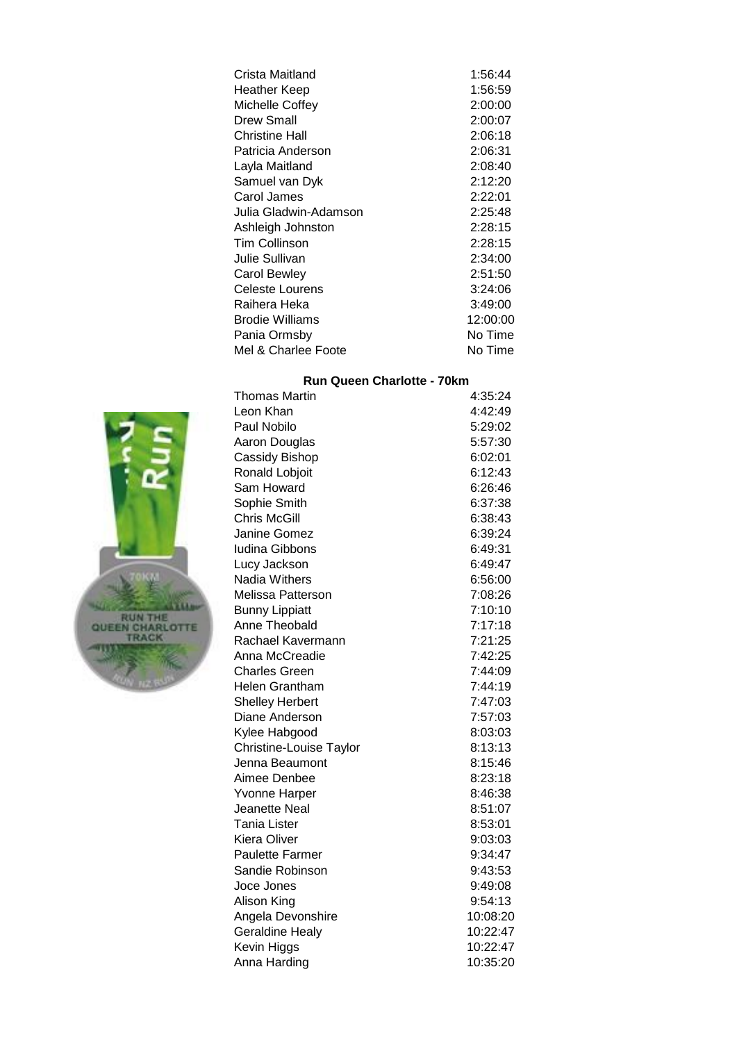| | |
|---|---|
| Crista Maitland | 1:56:44 |
| Heather Keep | 1:56:59 |
| Michelle Coffey | 2:00:00 |
| Drew Small | 2:00:07 |
| Christine Hall | 2:06:18 |
| Patricia Anderson | 2:06:31 |
| Layla Maitland | 2:08:40 |
| Samuel van Dyk | 2:12:20 |
| Carol James | 2:22:01 |
| Julia Gladwin-Adamson | 2:25:48 |
| Ashleigh Johnston | 2:28:15 |
| Tim Collinson | 2:28:15 |
| Julie Sullivan | 2:34:00 |
| Carol Bewley | 2:51:50 |
| Celeste Lourens | 3:24:06 |
| Raihera Heka | 3:49:00 |
| Brodie Williams | 12:00:00 |
| Pania Ormsby | No Time |
| Mel & Charlee Foote | No Time |

**Run Queen Charlotte - 70km**

| | |
|---|---|
| Thomas Martin | 4:35:24 |
| Leon Khan | 4:42:49 |
| Paul Nobilo | 5:29:02 |
| Aaron Douglas | 5:57:30 |
| Cassidy Bishop | 6:02:01 |
| Ronald Lobjoit | 6:12:43 |
| Sam Howard | 6:26:46 |
| Sophie Smith | 6:37:38 |
| Chris McGill | 6:38:43 |
| Janine Gomez | 6:39:24 |
| Iudina Gibbons | 6:49:31 |
| Lucy Jackson | 6:49:47 |
| Nadia Withers | 6:56:00 |
| Melissa Patterson | 7:08:26 |
| Bunny Lippiatt | 7:10:10 |
| Anne Theobald | 7:17:18 |
| Rachael Kavermann | 7:21:25 |
| Anna McCreadie | 7:42:25 |
| Charles Green | 7:44:09 |
| Helen Grantham | 7:44:19 |
| Shelley Herbert | 7:47:03 |
| Diane Anderson | 7:57:03 |
| Kylee Habgood | 8:03:03 |
| Christine-Louise Taylor | 8:13:13 |
| Jenna Beaumont | 8:15:46 |
| Aimee Denbee | 8:23:18 |
| Yvonne Harper | 8:46:38 |
| Jeanette Neal | 8:51:07 |
| Tania Lister | 8:53:01 |
| Kiera Oliver | 9:03:03 |
| Paulette Farmer | 9:34:47 |
| Sandie Robinson | 9:43:53 |
| Joce Jones | 9:49:08 |
| Alison King | 9:54:13 |
| Angela Devonshire | 10:08:20 |
| Geraldine Healy | 10:22:47 |
| Kevin Higgs | 10:22:47 |
| Anna Harding | 10:35:20 |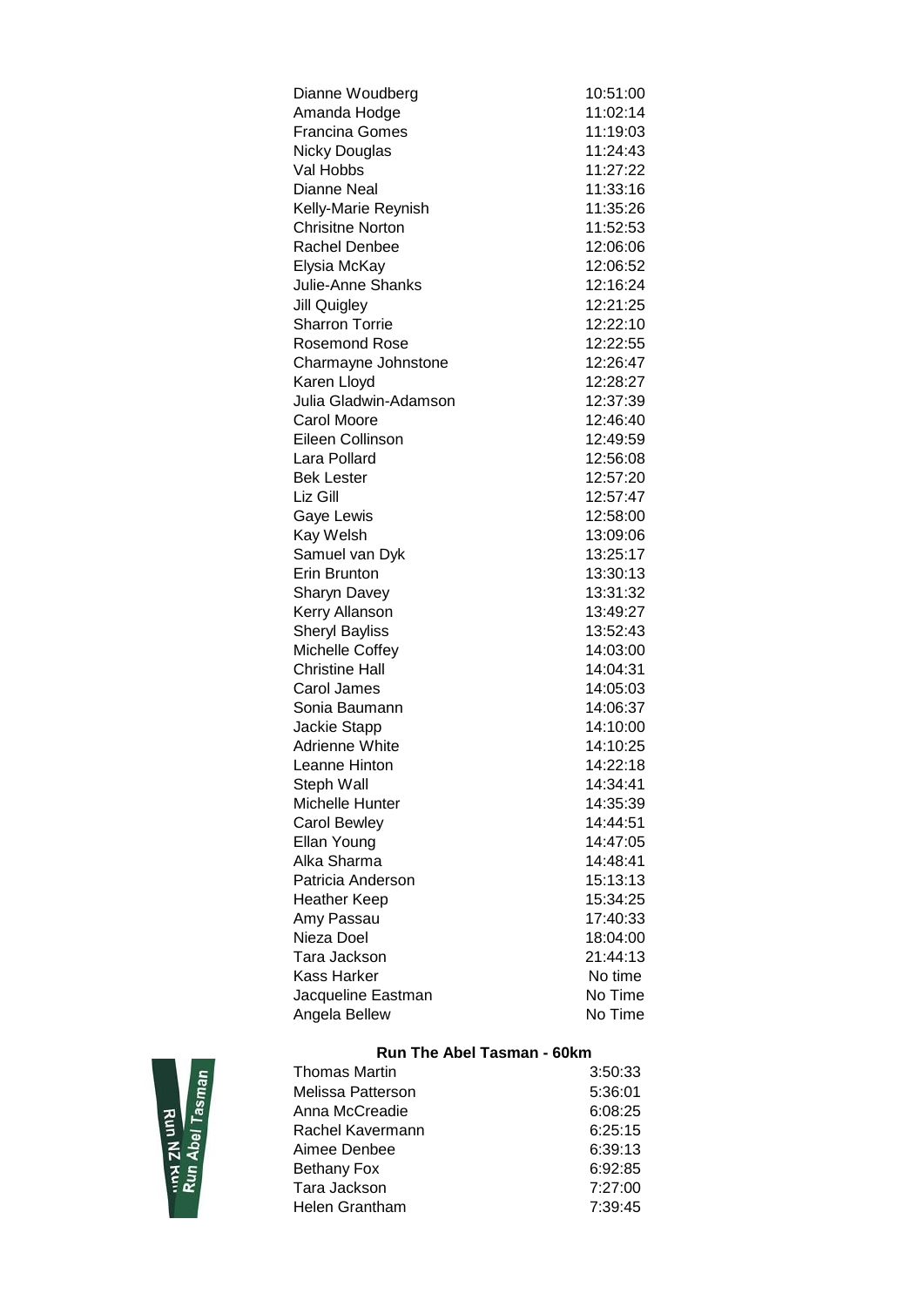| | |
|---|---|
| Dianne Woudberg | 10:51:00 |
| Amanda Hodge | 11:02:14 |
| Francina Gomes | 11:19:03 |
| Nicky Douglas | 11:24:43 |
| Val Hobbs | 11:27:22 |
| Dianne Neal | 11:33:16 |
| Kelly-Marie Reynish | 11:35:26 |
| Chrisitne Norton | 11:52:53 |
| Rachel Denbee | 12:06:06 |
| Elysia McKay | 12:06:52 |
| Julie-Anne Shanks | 12:16:24 |
| Jill Quigley | 12:21:25 |
| Sharron Torrie | 12:22:10 |
| Rosemond Rose | 12:22:55 |
| Charmayne Johnstone | 12:26:47 |
| Karen Lloyd | 12:28:27 |
| Julia Gladwin-Adamson | 12:37:39 |
| Carol Moore | 12:46:40 |
| Eileen Collinson | 12:49:59 |
| Lara Pollard | 12:56:08 |
| Bek Lester | 12:57:20 |
| Liz Gill | 12:57:47 |
| Gaye Lewis | 12:58:00 |
| Kay Welsh | 13:09:06 |
| Samuel van Dyk | 13:25:17 |
| Erin Brunton | 13:30:13 |
| Sharyn Davey | 13:31:32 |
| Kerry Allanson | 13:49:27 |
| Sheryl Bayliss | 13:52:43 |
| Michelle Coffey | 14:03:00 |
| Christine Hall | 14:04:31 |
| Carol James | 14:05:03 |
| Sonia Baumann | 14:06:37 |
| Jackie Stapp | 14:10:00 |
| Adrienne White | 14:10:25 |
| Leanne Hinton | 14:22:18 |
| Steph Wall | 14:34:41 |
| Michelle Hunter | 14:35:39 |
| Carol Bewley | 14:44:51 |
| Ellan Young | 14:47:05 |
| Alka Sharma | 14:48:41 |
| Patricia Anderson | 15:13:13 |
| Heather Keep | 15:34:25 |
| Amy Passau | 17:40:33 |
| Nieza Doel | 18:04:00 |
| Tara Jackson | 21:44:13 |
| Kass Harker | No time |
| Jacqueline Eastman | No Time |
| Angela Bellew | No Time |

**Run The Abel Tasman - 60km**

| | |
|---|---|
| Thomas Martin | 3:50:33 |
| Melissa Patterson | 5:36:01 |
| Anna McCreadie | 6:08:25 |
| Rachel Kavermann | 6:25:15 |
| Aimee Denbee | 6:39:13 |
| Bethany Fox | 6:92:85 |
| Tara Jackson | 7:27:00 |
| Helen Grantham | 7:39:45 |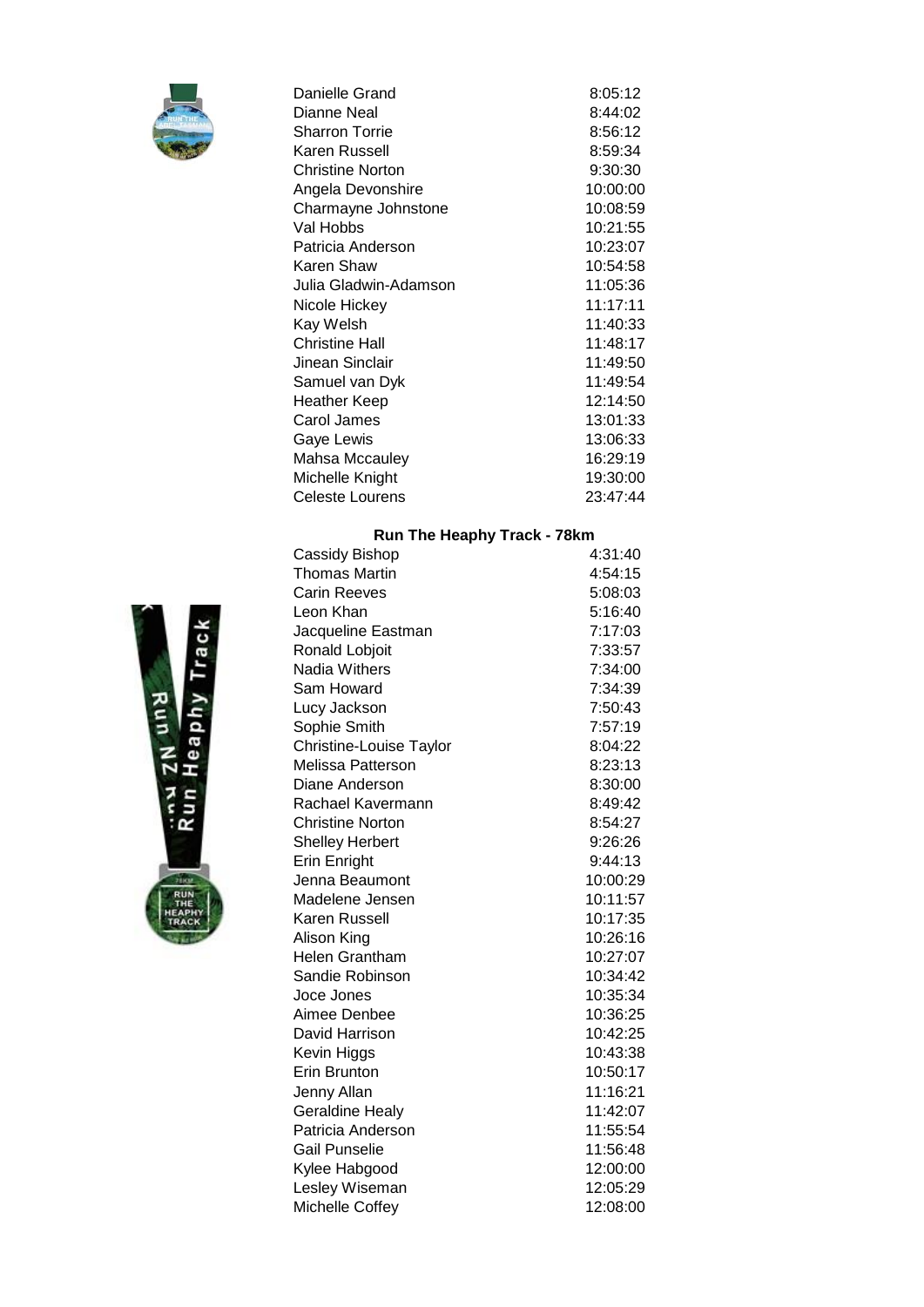| | |
|---|---|
| Danielle Grand | 8:05:12 |
| Dianne Neal | 8:44:02 |
| Sharron Torrie | 8:56:12 |
| Karen Russell | 8:59:34 |
| Christine Norton | 9:30:30 |
| Angela Devonshire | 10:00:00 |
| Charmayne Johnstone | 10:08:59 |
| Val Hobbs | 10:21:55 |
| Patricia Anderson | 10:23:07 |
| Karen Shaw | 10:54:58 |
| Julia Gladwin-Adamson | 11:05:36 |
| Nicole Hickey | 11:17:11 |
| Kay Welsh | 11:40:33 |
| Christine Hall | 11:48:17 |
| Jinean Sinclair | 11:49:50 |
| Samuel van Dyk | 11:49:54 |
| Heather Keep | 12:14:50 |
| Carol James | 13:01:33 |
| Gaye Lewis | 13:06:33 |
| Mahsa Mccauley | 16:29:19 |
| Michelle Knight | 19:30:00 |
| Celeste Lourens | 23:47:44 |

**Run The Heaphy Track - 78km**

| | |
|---|---|
| Cassidy Bishop | 4:31:40 |
| Thomas Martin | 4:54:15 |
| Carin Reeves | 5:08:03 |
| Leon Khan | 5:16:40 |
| Jacqueline Eastman | 7:17:03 |
| Ronald Lobjoit | 7:33:57 |
| Nadia Withers | 7:34:00 |
| Sam Howard | 7:34:39 |
| Lucy Jackson | 7:50:43 |
| Sophie Smith | 7:57:19 |
| Christine-Louise Taylor | 8:04:22 |
| Melissa Patterson | 8:23:13 |
| Diane Anderson | 8:30:00 |
| Rachael Kavermann | 8:49:42 |
| Christine Norton | 8:54:27 |
| Shelley Herbert | 9:26:26 |
| Erin Enright | 9:44:13 |
| Jenna Beaumont | 10:00:29 |
| Madelene Jensen | 10:11:57 |
| Karen Russell | 10:17:35 |
| Alison King | 10:26:16 |
| Helen Grantham | 10:27:07 |
| Sandie Robinson | 10:34:42 |
| Joce Jones | 10:35:34 |
| Aimee Denbee | 10:36:25 |
| David Harrison | 10:42:25 |
| Kevin Higgs | 10:43:38 |
| Erin Brunton | 10:50:17 |
| Jenny Allan | 11:16:21 |
| Geraldine Healy | 11:42:07 |
| Patricia Anderson | 11:55:54 |
| Gail Punselie | 11:56:48 |
| Kylee Habgood | 12:00:00 |
| Lesley Wiseman | 12:05:29 |
| Michelle Coffey | 12:08:00 |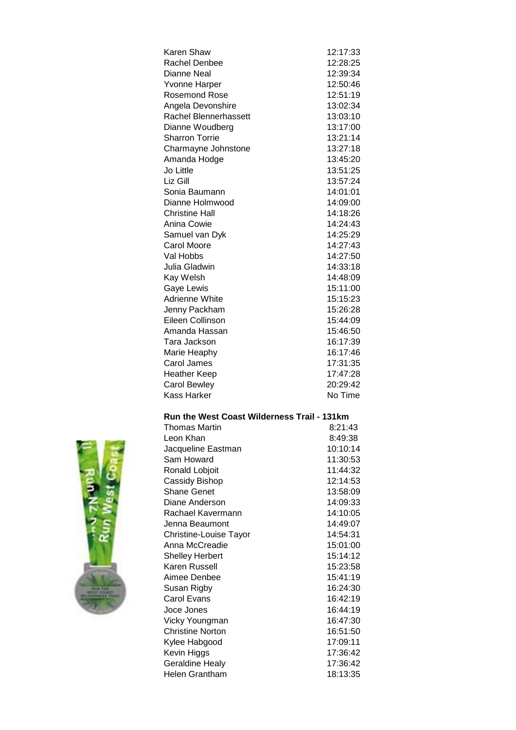| | |
|---|---|
| Karen Shaw | 12:17:33 |
| Rachel Denbee | 12:28:25 |
| Dianne Neal | 12:39:34 |
| Yvonne Harper | 12:50:46 |
| Rosemond Rose | 12:51:19 |
| Angela Devonshire | 13:02:34 |
| Rachel Blennerhassett | 13:03:10 |
| Dianne Woudberg | 13:17:00 |
| Sharron Torrie | 13:21:14 |
| Charmayne Johnstone | 13:27:18 |
| Amanda Hodge | 13:45:20 |
| Jo Little | 13:51:25 |
| Liz Gill | 13:57:24 |
| Sonia Baumann | 14:01:01 |
| Dianne Holmwood | 14:09:00 |
| Christine Hall | 14:18:26 |
| Anina Cowie | 14:24:43 |
| Samuel van Dyk | 14:25:29 |
| Carol Moore | 14:27:43 |
| Val Hobbs | 14:27:50 |
| Julia Gladwin | 14:33:18 |
| Kay Welsh | 14:48:09 |
| Gaye Lewis | 15:11:00 |
| Adrienne White | 15:15:23 |
| Jenny Packham | 15:26:28 |
| Eileen Collinson | 15:44:09 |
| Amanda Hassan | 15:46:50 |
| Tara Jackson | 16:17:39 |
| Marie Heaphy | 16:17:46 |
| Carol James | 17:31:35 |
| Heather Keep | 17:47:28 |
| Carol Bewley | 20:29:42 |
| Kass Harker | No Time |

**Run the West Coast Wilderness Trail - 131km**

| | |
|---|---|
| Thomas Martin | 8:21:43 |
| Leon Khan | 8:49:38 |
| Jacqueline Eastman | 10:10:14 |
| Sam Howard | 11:30:53 |
| Ronald Lobjoit | 11:44:32 |
| Cassidy Bishop | 12:14:53 |
| Shane Genet | 13:58:09 |
| Diane Anderson | 14:09:33 |
| Rachael Kavermann | 14:10:05 |
| Jenna Beaumont | 14:49:07 |
| Christine-Louise Tayor | 14:54:31 |
| Anna McCreadie | 15:01:00 |
| Shelley Herbert | 15:14:12 |
| Karen Russell | 15:23:58 |
| Aimee Denbee | 15:41:19 |
| Susan Rigby | 16:24:30 |
| Carol Evans | 16:42:19 |
| Joce Jones | 16:44:19 |
| Vicky Youngman | 16:47:30 |
| Christine Norton | 16:51:50 |
| Kylee Habgood | 17:09:11 |
| Kevin Higgs | 17:36:42 |
| Geraldine Healy | 17:36:42 |
| Helen Grantham | 18:13:35 |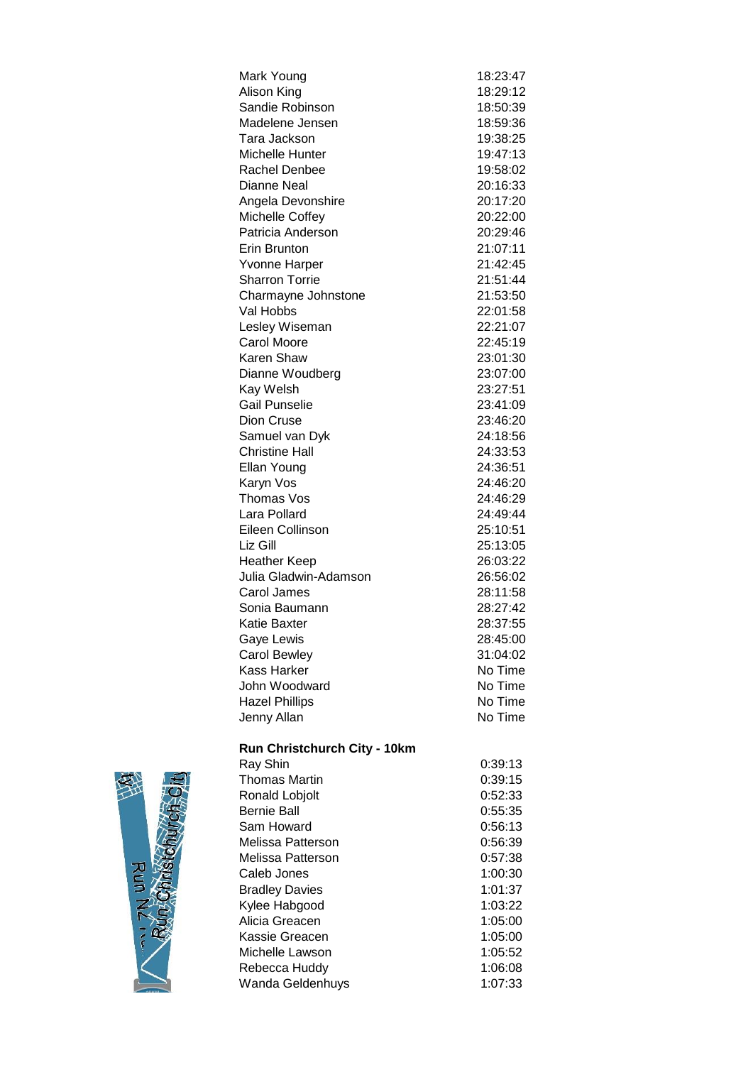| | |
|---|---|
| Mark Young | 18:23:47 |
| Alison King | 18:29:12 |
| Sandie Robinson | 18:50:39 |
| Madelene Jensen | 18:59:36 |
| Tara Jackson | 19:38:25 |
| Michelle Hunter | 19:47:13 |
| Rachel Denbee | 19:58:02 |
| Dianne Neal | 20:16:33 |
| Angela Devonshire | 20:17:20 |
| Michelle Coffey | 20:22:00 |
| Patricia Anderson | 20:29:46 |
| Erin Brunton | 21:07:11 |
| Yvonne Harper | 21:42:45 |
| Sharron Torrie | 21:51:44 |
| Charmayne Johnstone | 21:53:50 |
| Val Hobbs | 22:01:58 |
| Lesley Wiseman | 22:21:07 |
| Carol Moore | 22:45:19 |
| Karen Shaw | 23:01:30 |
| Dianne Woudberg | 23:07:00 |
| Kay Welsh | 23:27:51 |
| Gail Punselie | 23:41:09 |
| Dion Cruse | 23:46:20 |
| Samuel van Dyk | 24:18:56 |
| Christine Hall | 24:33:53 |
| Ellan Young | 24:36:51 |
| Karyn Vos | 24:46:20 |
| Thomas Vos | 24:46:29 |
| Lara Pollard | 24:49:44 |
| Eileen Collinson | 25:10:51 |
| Liz Gill | 25:13:05 |
| Heather Keep | 26:03:22 |
| Julia Gladwin-Adamson | 26:56:02 |
| Carol James | 28:11:58 |
| Sonia Baumann | 28:27:42 |
| Katie Baxter | 28:37:55 |
| Gaye Lewis | 28:45:00 |
| Carol Bewley | 31:04:02 |
| Kass Harker | No Time |
| John Woodward | No Time |
| Hazel Phillips | No Time |
| Jenny Allan | No Time |

**Run Christchurch City - 10km**

| | |
|---|---|
| Ray Shin | 0:39:13 |
| Thomas Martin | 0:39:15 |
| Ronald Lobjolt | 0:52:33 |
| Bernie Ball | 0:55:35 |
| Sam Howard | 0:56:13 |
| Melissa Patterson | 0:56:39 |
| Melissa Patterson | 0:57:38 |
| Caleb Jones | 1:00:30 |
| Bradley Davies | 1:01:37 |
| Kylee Habgood | 1:03:22 |
| Alicia Greacen | 1:05:00 |
| Kassie Greacen | 1:05:00 |
| Michelle Lawson | 1:05:52 |
| Rebecca Huddy | 1:06:08 |
| Wanda Geldenhuys | 1:07:33 |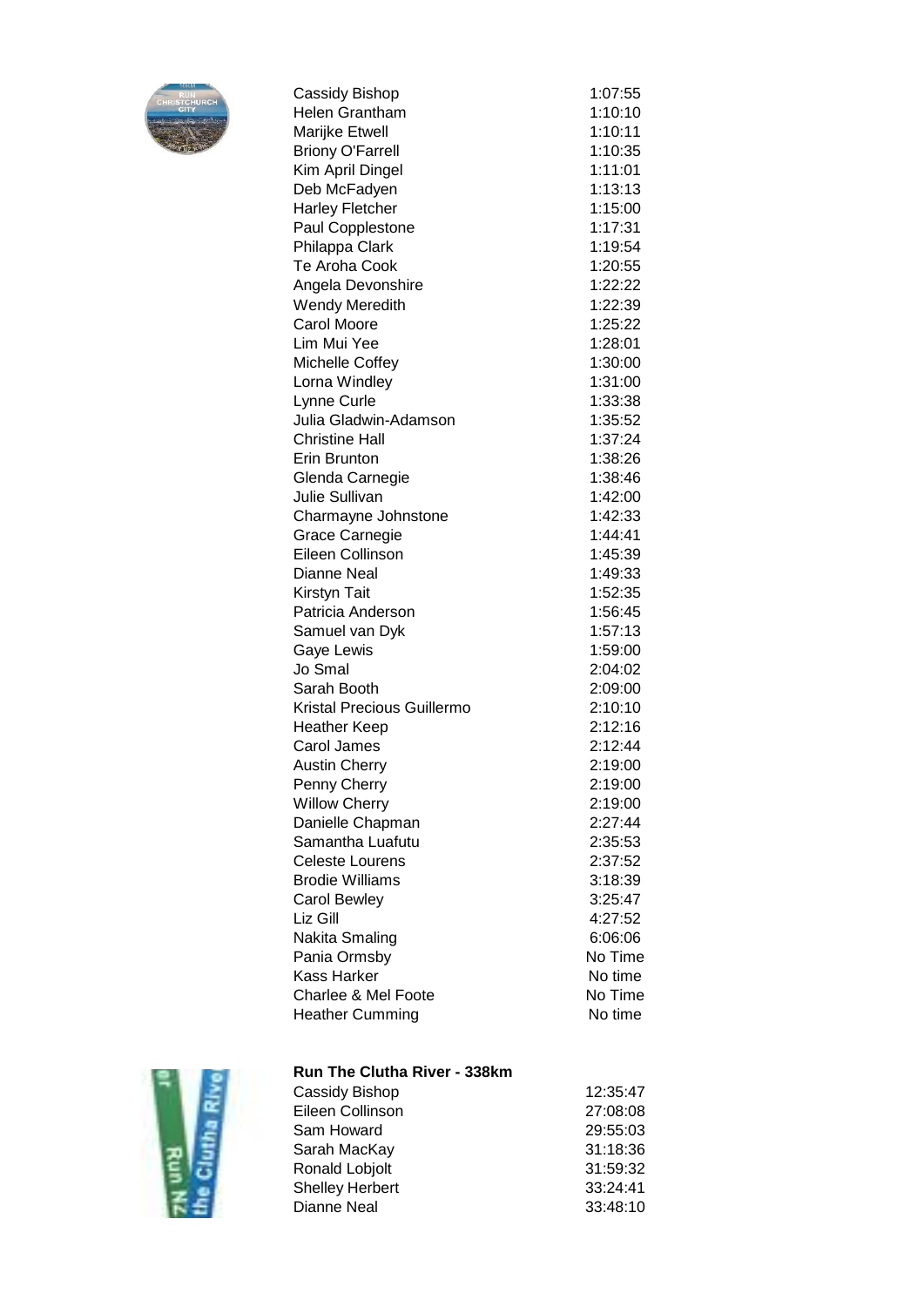| | |
|---|---|
| Cassidy Bishop | 1:07:55 |
| Helen Grantham | 1:10:10 |
| Marijke Etwell | 1:10:11 |
| Briony O'Farrell | 1:10:35 |
| Kim April Dingel | 1:11:01 |
| Deb McFadyen | 1:13:13 |
| Harley Fletcher | 1:15:00 |
| Paul Copplestone | 1:17:31 |
| Philappa Clark | 1:19:54 |
| Te Aroha Cook | 1:20:55 |
| Angela Devonshire | 1:22:22 |
| Wendy Meredith | 1:22:39 |
| Carol Moore | 1:25:22 |
| Lim Mui Yee | 1:28:01 |
| Michelle Coffey | 1:30:00 |
| Lorna Windley | 1:31:00 |
| Lynne Curle | 1:33:38 |
| Julia Gladwin-Adamson | 1:35:52 |
| Christine Hall | 1:37:24 |
| Erin Brunton | 1:38:26 |
| Glenda Carnegie | 1:38:46 |
| Julie Sullivan | 1:42:00 |
| Charmayne Johnstone | 1:42:33 |
| Grace Carnegie | 1:44:41 |
| Eileen Collinson | 1:45:39 |
| Dianne Neal | 1:49:33 |
| Kirstyn Tait | 1:52:35 |
| Patricia Anderson | 1:56:45 |
| Samuel van Dyk | 1:57:13 |
| Gaye Lewis | 1:59:00 |
| Jo Smal | 2:04:02 |
| Sarah Booth | 2:09:00 |
| Kristal Precious Guillermo | 2:10:10 |
| Heather Keep | 2:12:16 |
| Carol James | 2:12:44 |
| Austin Cherry | 2:19:00 |
| Penny Cherry | 2:19:00 |
| Willow Cherry | 2:19:00 |
| Danielle Chapman | 2:27:44 |
| Samantha Luafutu | 2:35:53 |
| Celeste Lourens | 2:37:52 |
| Brodie Williams | 3:18:39 |
| Carol Bewley | 3:25:47 |
| Liz Gill | 4:27:52 |
| Nakita Smaling | 6:06:06 |
| Pania Ormsby | No Time |
| Kass Harker | No time |
| Charlee & Mel Foote | No Time |
| Heather Cumming | No time |

**Run The Clutha River - 338km**

| | |
|---|---|
| Cassidy Bishop | 12:35:47 |
| Eileen Collinson | 27:08:08 |
| Sam Howard | 29:55:03 |
| Sarah MacKay | 31:18:36 |
| Ronald Lobjolt | 31:59:32 |
| Shelley Herbert | 33:24:41 |
| Dianne Neal | 33:48:10 |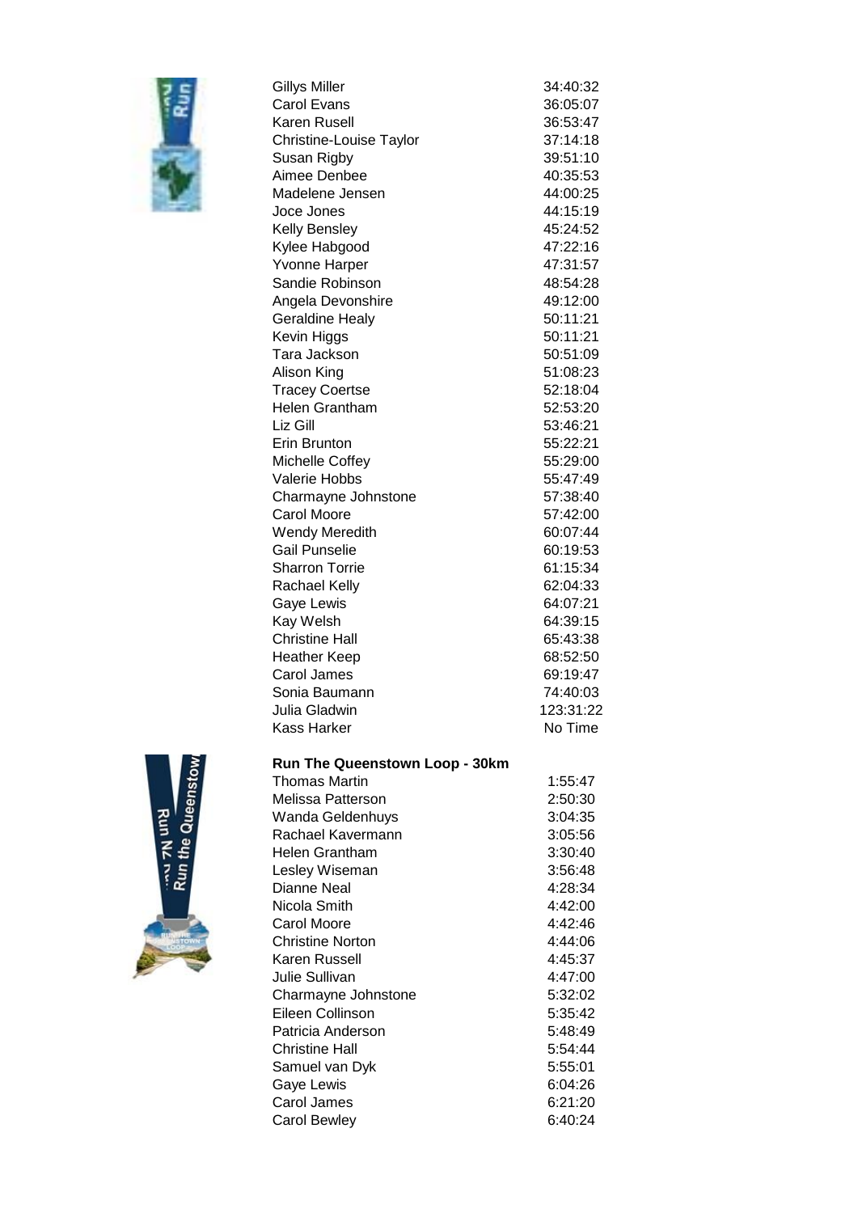| | |
|---|---|
| Gillys Miller | 34:40:32 |
| Carol Evans | 36:05:07 |
| Karen Rusell | 36:53:47 |
| Christine-Louise Taylor | 37:14:18 |
| Susan Rigby | 39:51:10 |
| Aimee Denbee | 40:35:53 |
| Madelene Jensen | 44:00:25 |
| Joce Jones | 44:15:19 |
| Kelly Bensley | 45:24:52 |
| Kylee Habgood | 47:22:16 |
| Yvonne Harper | 47:31:57 |
| Sandie Robinson | 48:54:28 |
| Angela Devonshire | 49:12:00 |
| Geraldine Healy | 50:11:21 |
| Kevin Higgs | 50:11:21 |
| Tara Jackson | 50:51:09 |
| Alison King | 51:08:23 |
| Tracey Coertse | 52:18:04 |
| Helen Grantham | 52:53:20 |
| Liz Gill | 53:46:21 |
| Erin Brunton | 55:22:21 |
| Michelle Coffey | 55:29:00 |
| Valerie Hobbs | 55:47:49 |
| Charmayne Johnstone | 57:38:40 |
| Carol Moore | 57:42:00 |
| Wendy Meredith | 60:07:44 |
| Gail Punselie | 60:19:53 |
| Sharron Torrie | 61:15:34 |
| Rachael Kelly | 62:04:33 |
| Gaye Lewis | 64:07:21 |
| Kay Welsh | 64:39:15 |
| Christine Hall | 65:43:38 |
| Heather Keep | 68:52:50 |
| Carol James | 69:19:47 |
| Sonia Baumann | 74:40:03 |
| Julia Gladwin | 123:31:22 |
| Kass Harker | No Time |

**Run The Queenstown Loop - 30km**

| | |
|---|---|
| Thomas Martin | 1:55:47 |
| Melissa Patterson | 2:50:30 |
| Wanda Geldenhuys | 3:04:35 |
| Rachael Kavermann | 3:05:56 |
| Helen Grantham | 3:30:40 |
| Lesley Wiseman | 3:56:48 |
| Dianne Neal | 4:28:34 |
| Nicola Smith | 4:42:00 |
| Carol Moore | 4:42:46 |
| Christine Norton | 4:44:06 |
| Karen Russell | 4:45:37 |
| Julie Sullivan | 4:47:00 |
| Charmayne Johnstone | 5:32:02 |
| Eileen Collinson | 5:35:42 |
| Patricia Anderson | 5:48:49 |
| Christine Hall | 5:54:44 |
| Samuel van Dyk | 5:55:01 |
| Gaye Lewis | 6:04:26 |
| Carol James | 6:21:20 |
| Carol Bewley | 6:40:24 |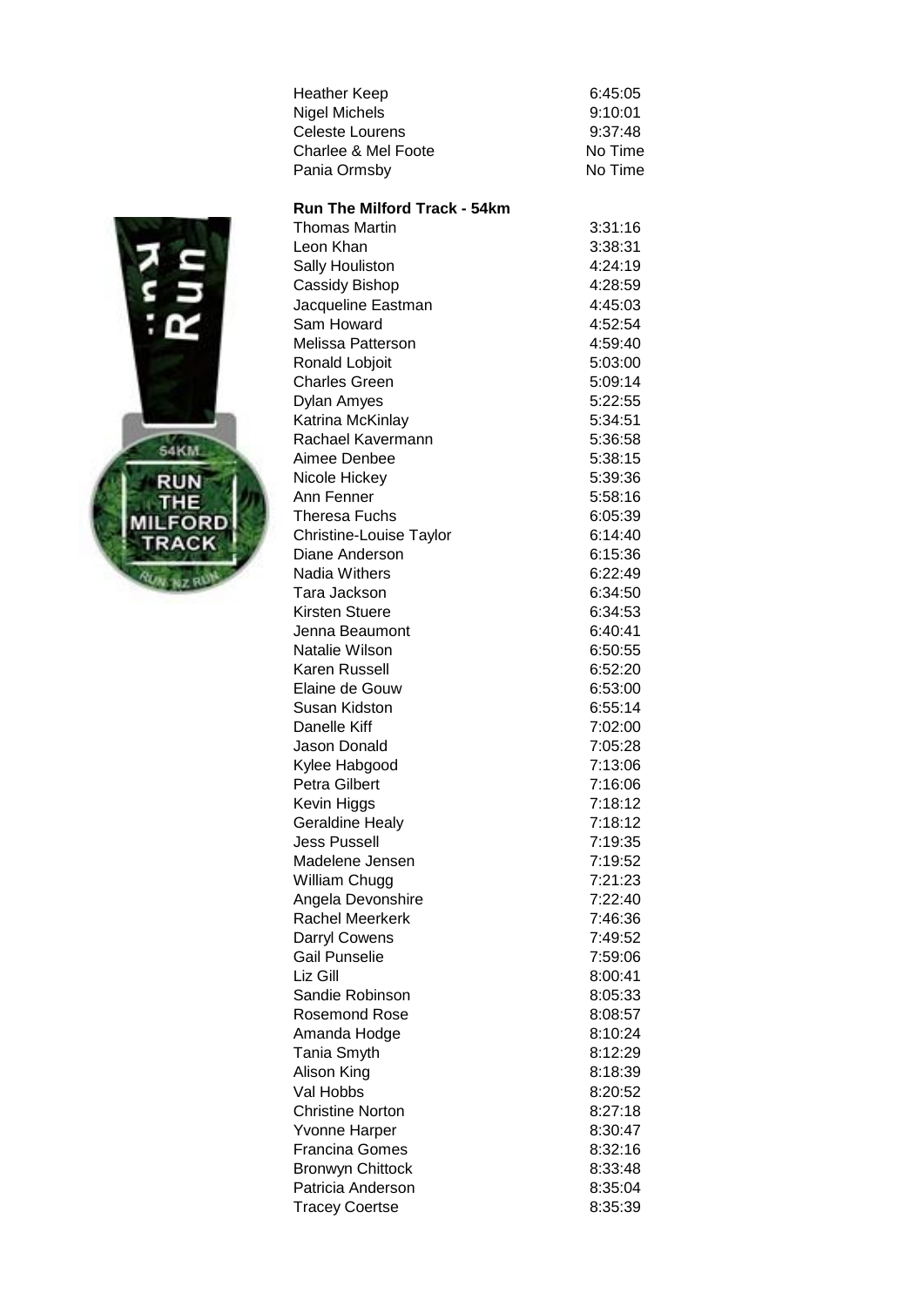| | |
|---|---|
| Heather Keep | 6:45:05 |
| Nigel Michels | 9:10:01 |
| Celeste Lourens | 9:37:48 |
| Charlee & Mel Foote | No Time |
| Pania Ormsby | No Time |

**Run The Milford Track - 54km**

| | |
|---|---|
| Thomas Martin | 3:31:16 |
| Leon Khan | 3:38:31 |
| Sally Houliston | 4:24:19 |
| Cassidy Bishop | 4:28:59 |
| Jacqueline Eastman | 4:45:03 |
| Sam Howard | 4:52:54 |
| Melissa Patterson | 4:59:40 |
| Ronald Lobjoit | 5:03:00 |
| Charles Green | 5:09:14 |
| Dylan Amyes | 5:22:55 |
| Katrina McKinlay | 5:34:51 |
| Rachael Kavermann | 5:36:58 |
| Aimee Denbee | 5:38:15 |
| Nicole Hickey | 5:39:36 |
| Ann Fenner | 5:58:16 |
| Theresa Fuchs | 6:05:39 |
| Christine-Louise Taylor | 6:14:40 |
| Diane Anderson | 6:15:36 |
| Nadia Withers | 6:22:49 |
| Tara Jackson | 6:34:50 |
| Kirsten Stuere | 6:34:53 |
| Jenna Beaumont | 6:40:41 |
| Natalie Wilson | 6:50:55 |
| Karen Russell | 6:52:20 |
| Elaine de Gouw | 6:53:00 |
| Susan Kidston | 6:55:14 |
| Danelle Kiff | 7:02:00 |
| Jason Donald | 7:05:28 |
| Kylee Habgood | 7:13:06 |
| Petra Gilbert | 7:16:06 |
| Kevin Higgs | 7:18:12 |
| Geraldine Healy | 7:18:12 |
| Jess Pussell | 7:19:35 |
| Madelene Jensen | 7:19:52 |
| William Chugg | 7:21:23 |
| Angela Devonshire | 7:22:40 |
| Rachel Meerkerk | 7:46:36 |
| Darryl Cowens | 7:49:52 |
| Gail Punselie | 7:59:06 |
| Liz Gill | 8:00:41 |
| Sandie Robinson | 8:05:33 |
| Rosemond Rose | 8:08:57 |
| Amanda Hodge | 8:10:24 |
| Tania Smyth | 8:12:29 |
| Alison King | 8:18:39 |
| Val Hobbs | 8:20:52 |
| Christine Norton | 8:27:18 |
| Yvonne Harper | 8:30:47 |
| Francina Gomes | 8:32:16 |
| Bronwyn Chittock | 8:33:48 |
| Patricia Anderson | 8:35:04 |
| Tracey Coertse | 8:35:39 |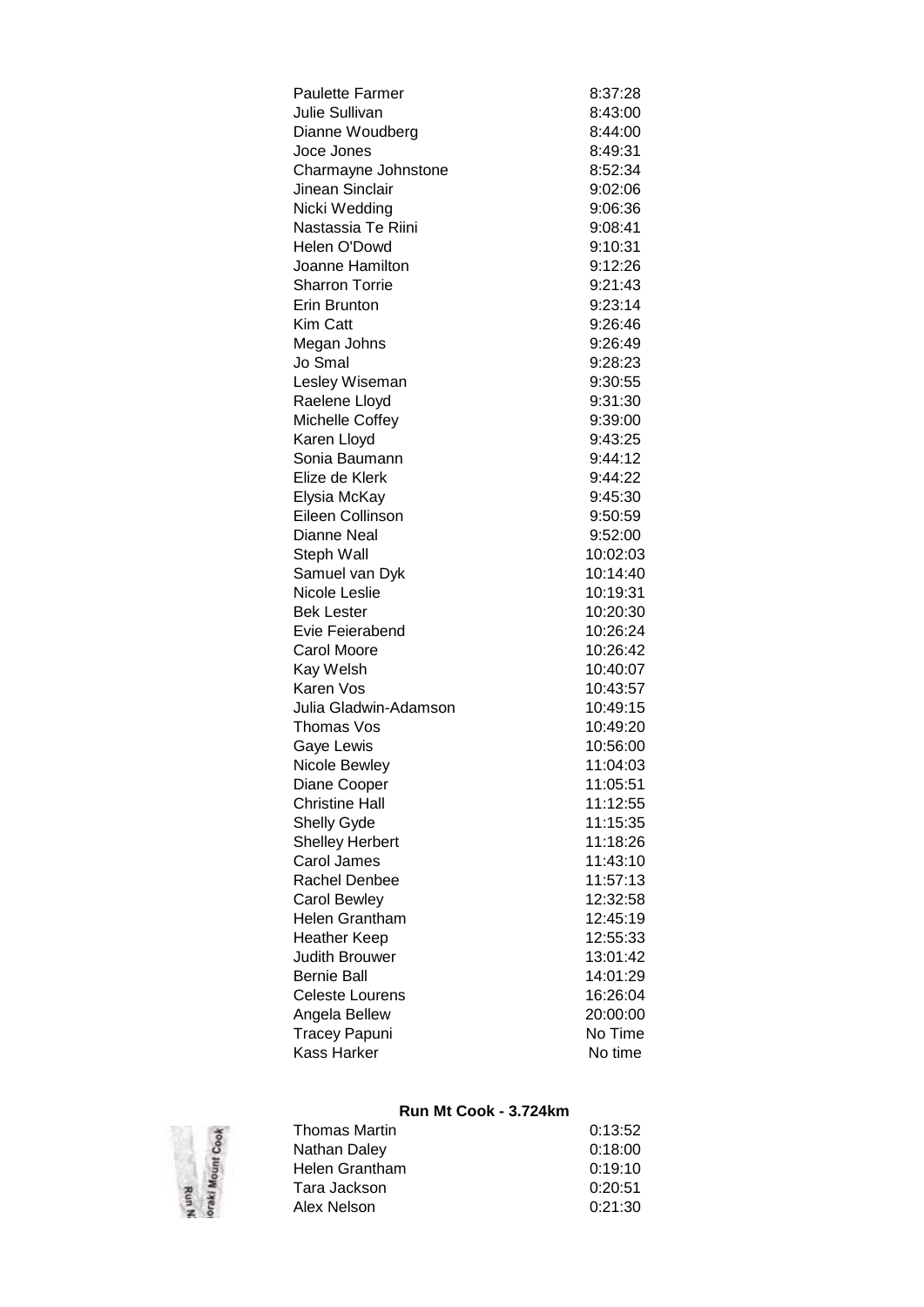| | |
|---|---|
| Paulette Farmer | 8:37:28 |
| Julie Sullivan | 8:43:00 |
| Dianne Woudberg | 8:44:00 |
| Joce Jones | 8:49:31 |
| Charmayne Johnstone | 8:52:34 |
| Jinean Sinclair | 9:02:06 |
| Nicki Wedding | 9:06:36 |
| Nastassia Te Riini | 9:08:41 |
| Helen O'Dowd | 9:10:31 |
| Joanne Hamilton | 9:12:26 |
| Sharron Torrie | 9:21:43 |
| Erin Brunton | 9:23:14 |
| Kim Catt | 9:26:46 |
| Megan Johns | 9:26:49 |
| Jo Smal | 9:28:23 |
| Lesley Wiseman | 9:30:55 |
| Raelene Lloyd | 9:31:30 |
| Michelle Coffey | 9:39:00 |
| Karen Lloyd | 9:43:25 |
| Sonia Baumann | 9:44:12 |
| Elize de Klerk | 9:44:22 |
| Elysia McKay | 9:45:30 |
| Eileen Collinson | 9:50:59 |
| Dianne Neal | 9:52:00 |
| Steph Wall | 10:02:03 |
| Samuel van Dyk | 10:14:40 |
| Nicole Leslie | 10:19:31 |
| Bek Lester | 10:20:30 |
| Evie Feierabend | 10:26:24 |
| Carol Moore | 10:26:42 |
| Kay Welsh | 10:40:07 |
| Karen Vos | 10:43:57 |
| Julia Gladwin-Adamson | 10:49:15 |
| Thomas Vos | 10:49:20 |
| Gaye Lewis | 10:56:00 |
| Nicole Bewley | 11:04:03 |
| Diane Cooper | 11:05:51 |
| Christine Hall | 11:12:55 |
| Shelly Gyde | 11:15:35 |
| Shelley Herbert | 11:18:26 |
| Carol James | 11:43:10 |
| Rachel Denbee | 11:57:13 |
| Carol Bewley | 12:32:58 |
| Helen Grantham | 12:45:19 |
| Heather Keep | 12:55:33 |
| Judith Brouwer | 13:01:42 |
| Bernie Ball | 14:01:29 |
| Celeste Lourens | 16:26:04 |
| Angela Bellew | 20:00:00 |
| Tracey Papuni | No Time |
| Kass Harker | No time |

**Run Mt Cook - 3.724km**

| | |
|---|---|
| Thomas Martin | 0:13:52 |
| Nathan Daley | 0:18:00 |
| Helen Grantham | 0:19:10 |
| Tara Jackson | 0:20:51 |
| Alex Nelson | 0:21:30 |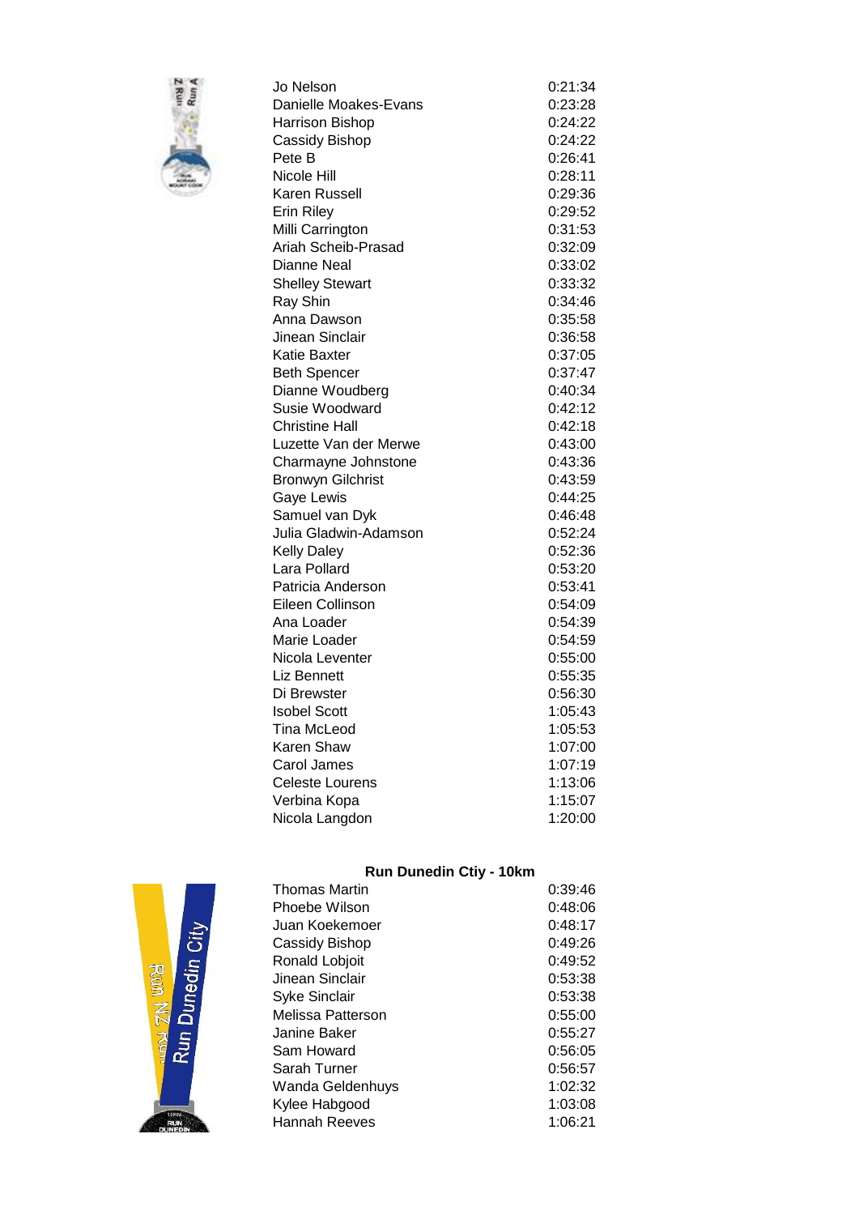| | |
|---|---|
| Jo Nelson | 0:21:34 |
| Danielle Moakes-Evans | 0:23:28 |
| Harrison Bishop | 0:24:22 |
| Cassidy Bishop | 0:24:22 |
| Pete B | 0:26:41 |
| Nicole Hill | 0:28:11 |
| Karen Russell | 0:29:36 |
| Erin Riley | 0:29:52 |
| Milli Carrington | 0:31:53 |
| Ariah Scheib-Prasad | 0:32:09 |
| Dianne Neal | 0:33:02 |
| Shelley Stewart | 0:33:32 |
| Ray Shin | 0:34:46 |
| Anna Dawson | 0:35:58 |
| Jinean Sinclair | 0:36:58 |
| Katie Baxter | 0:37:05 |
| Beth Spencer | 0:37:47 |
| Dianne Woudberg | 0:40:34 |
| Susie Woodward | 0:42:12 |
| Christine Hall | 0:42:18 |
| Luzette Van der Merwe | 0:43:00 |
| Charmayne Johnstone | 0:43:36 |
| Bronwyn Gilchrist | 0:43:59 |
| Gaye Lewis | 0:44:25 |
| Samuel van Dyk | 0:46:48 |
| Julia Gladwin-Adamson | 0:52:24 |
| Kelly Daley | 0:52:36 |
| Lara Pollard | 0:53:20 |
| Patricia Anderson | 0:53:41 |
| Eileen Collinson | 0:54:09 |
| Ana Loader | 0:54:39 |
| Marie Loader | 0:54:59 |
| Nicola Leventer | 0:55:00 |
| Liz Bennett | 0:55:35 |
| Di Brewster | 0:56:30 |
| Isobel Scott | 1:05:43 |
| Tina McLeod | 1:05:53 |
| Karen Shaw | 1:07:00 |
| Carol James | 1:07:19 |
| Celeste Lourens | 1:13:06 |
| Verbina Kopa | 1:15:07 |
| Nicola Langdon | 1:20:00 |

**Run Dunedin Ctiy - 10km**

| | |
|---|---|
| Thomas Martin | 0:39:46 |
| Phoebe Wilson | 0:48:06 |
| Juan Koekemoer | 0:48:17 |
| Cassidy Bishop | 0:49:26 |
| Ronald Lobjoit | 0:49:52 |
| Jinean Sinclair | 0:53:38 |
| Syke Sinclair | 0:53:38 |
| Melissa Patterson | 0:55:00 |
| Janine Baker | 0:55:27 |
| Sam Howard | 0:56:05 |
| Sarah Turner | 0:56:57 |
| Wanda Geldenhuys | 1:02:32 |
| Kylee Habgood | 1:03:08 |
| Hannah Reeves | 1:06:21 |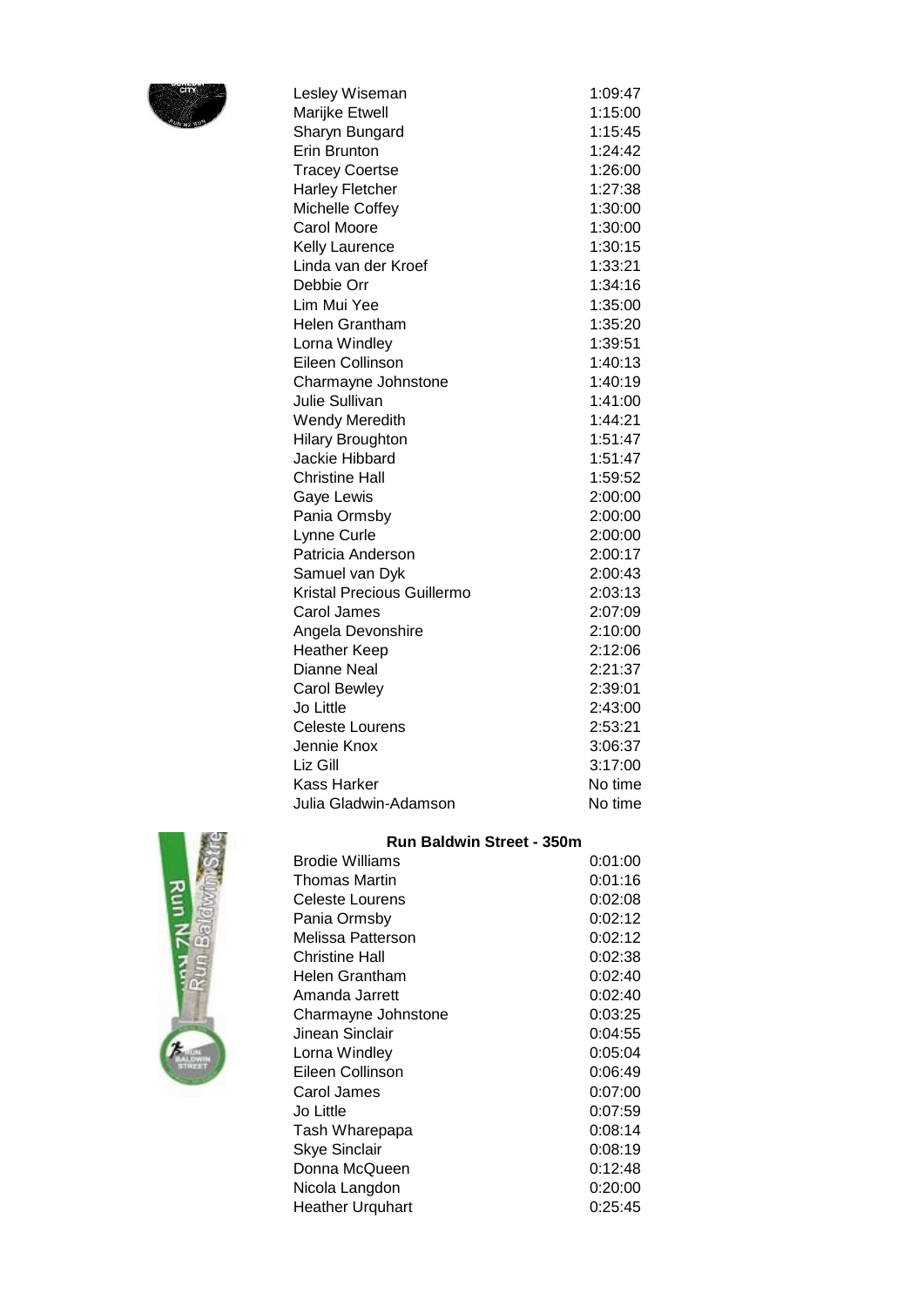| | |
|---|---|
| Lesley Wiseman | 1:09:47 |
| Marijke Etwell | 1:15:00 |
| Sharyn Bungard | 1:15:45 |
| Erin Brunton | 1:24:42 |
| Tracey Coertse | 1:26:00 |
| Harley Fletcher | 1:27:38 |
| Michelle Coffey | 1:30:00 |
| Carol Moore | 1:30:00 |
| Kelly Laurence | 1:30:15 |
| Linda van der Kroef | 1:33:21 |
| Debbie Orr | 1:34:16 |
| Lim Mui Yee | 1:35:00 |
| Helen Grantham | 1:35:20 |
| Lorna Windley | 1:39:51 |
| Eileen Collinson | 1:40:13 |
| Charmayne Johnstone | 1:40:19 |
| Julie Sullivan | 1:41:00 |
| Wendy Meredith | 1:44:21 |
| Hilary Broughton | 1:51:47 |
| Jackie Hibbard | 1:51:47 |
| Christine Hall | 1:59:52 |
| Gaye Lewis | 2:00:00 |
| Pania Ormsby | 2:00:00 |
| Lynne Curle | 2:00:00 |
| Patricia Anderson | 2:00:17 |
| Samuel van Dyk | 2:00:43 |
| Kristal Precious Guillermo | 2:03:13 |
| Carol James | 2:07:09 |
| Angela Devonshire | 2:10:00 |
| Heather Keep | 2:12:06 |
| Dianne Neal | 2:21:37 |
| Carol Bewley | 2:39:01 |
| Jo Little | 2:43:00 |
| Celeste Lourens | 2:53:21 |
| Jennie Knox | 3:06:37 |
| Liz Gill | 3:17:00 |
| Kass Harker | No time |
| Julia Gladwin-Adamson | No time |

**Run Baldwin Street - 350m**

| | |
|---|---|
| Brodie Williams | 0:01:00 |
| Thomas Martin | 0:01:16 |
| Celeste Lourens | 0:02:08 |
| Pania Ormsby | 0:02:12 |
| Melissa Patterson | 0:02:12 |
| Christine Hall | 0:02:38 |
| Helen Grantham | 0:02:40 |
| Amanda Jarrett | 0:02:40 |
| Charmayne Johnstone | 0:03:25 |
| Jinean Sinclair | 0:04:55 |
| Lorna Windley | 0:05:04 |
| Eileen Collinson | 0:06:49 |
| Carol James | 0:07:00 |
| Jo Little | 0:07:59 |
| Tash Wharepapa | 0:08:14 |
| Skye Sinclair | 0:08:19 |
| Donna McQueen | 0:12:48 |
| Nicola Langdon | 0:20:00 |
| Heather Urquhart | 0:25:45 |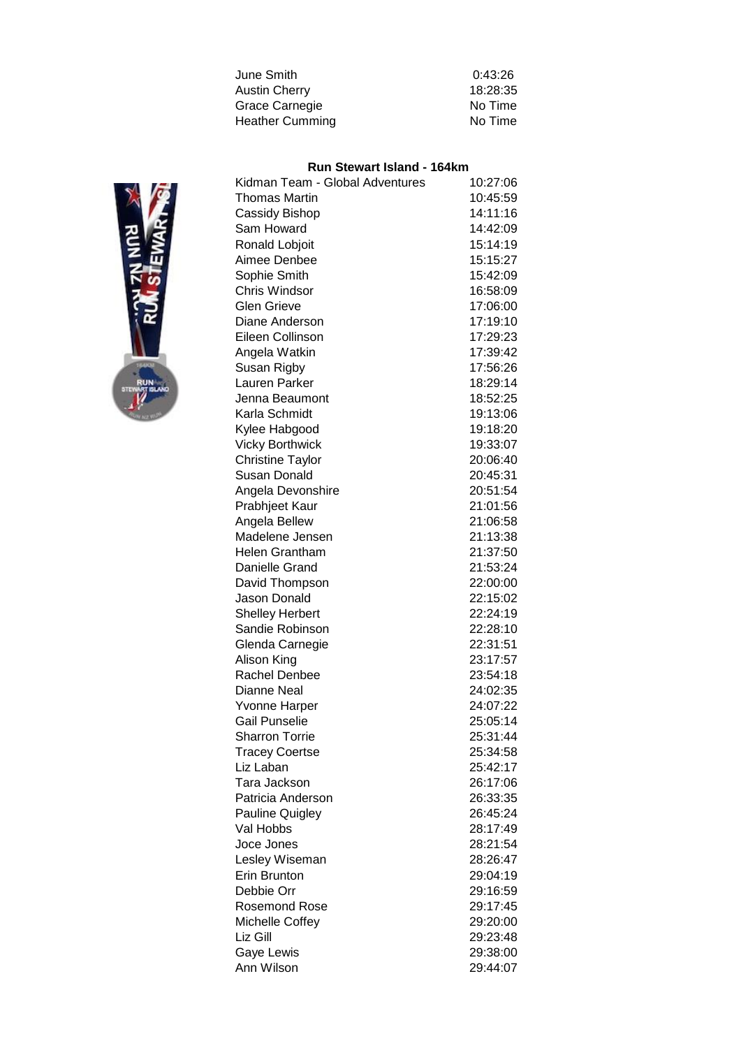| | |
|---|---|
| June Smith | 0:43:26 |
| Austin Cherry | 18:28:35 |
| Grace Carnegie | No Time |
| Heather Cumming | No Time |

**Run Stewart Island - 164km**

| | |
|---|---|
| Kidman Team - Global Adventures | 10:27:06 |
| Thomas Martin | 10:45:59 |
| Cassidy Bishop | 14:11:16 |
| Sam Howard | 14:42:09 |
| Ronald Lobjoit | 15:14:19 |
| Aimee Denbee | 15:15:27 |
| Sophie Smith | 15:42:09 |
| Chris Windsor | 16:58:09 |
| Glen Grieve | 17:06:00 |
| Diane Anderson | 17:19:10 |
| Eileen Collinson | 17:29:23 |
| Angela Watkin | 17:39:42 |
| Susan Rigby | 17:56:26 |
| Lauren Parker | 18:29:14 |
| Jenna Beaumont | 18:52:25 |
| Karla Schmidt | 19:13:06 |
| Kylee Habgood | 19:18:20 |
| Vicky Borthwick | 19:33:07 |
| Christine Taylor | 20:06:40 |
| Susan Donald | 20:45:31 |
| Angela Devonshire | 20:51:54 |
| Prabhjeet Kaur | 21:01:56 |
| Angela Bellew | 21:06:58 |
| Madelene Jensen | 21:13:38 |
| Helen Grantham | 21:37:50 |
| Danielle Grand | 21:53:24 |
| David Thompson | 22:00:00 |
| Jason Donald | 22:15:02 |
| Shelley Herbert | 22:24:19 |
| Sandie Robinson | 22:28:10 |
| Glenda Carnegie | 22:31:51 |
| Alison King | 23:17:57 |
| Rachel Denbee | 23:54:18 |
| Dianne Neal | 24:02:35 |
| Yvonne Harper | 24:07:22 |
| Gail Punselie | 25:05:14 |
| Sharron Torrie | 25:31:44 |
| Tracey Coertse | 25:34:58 |
| Liz Laban | 25:42:17 |
| Tara Jackson | 26:17:06 |
| Patricia Anderson | 26:33:35 |
| Pauline Quigley | 26:45:24 |
| Val Hobbs | 28:17:49 |
| Joce Jones | 28:21:54 |
| Lesley Wiseman | 28:26:47 |
| Erin Brunton | 29:04:19 |
| Debbie Orr | 29:16:59 |
| Rosemond Rose | 29:17:45 |
| Michelle Coffey | 29:20:00 |
| Liz Gill | 29:23:48 |
| Gaye Lewis | 29:38:00 |
| Ann Wilson | 29:44:07 |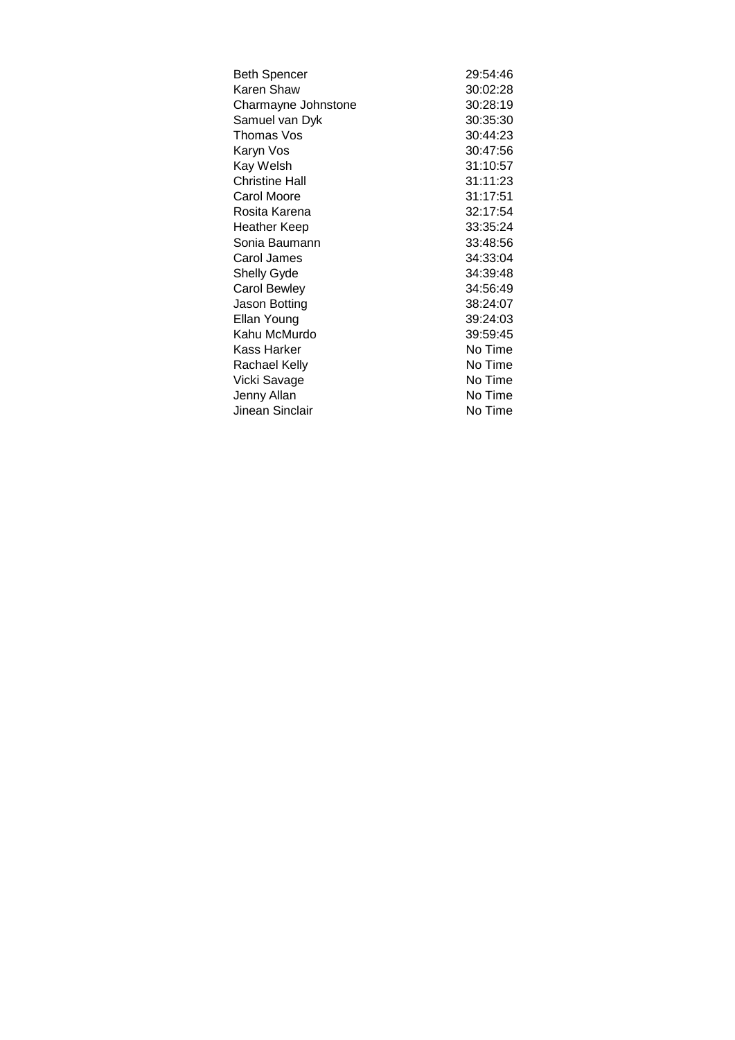| | |
|---|---|
| Beth Spencer | 29:54:46 |
| Karen Shaw | 30:02:28 |
| Charmayne Johnstone | 30:28:19 |
| Samuel van Dyk | 30:35:30 |
| Thomas Vos | 30:44:23 |
| Karyn Vos | 30:47:56 |
| Kay Welsh | 31:10:57 |
| Christine Hall | 31:11:23 |
| Carol Moore | 31:17:51 |
| Rosita Karena | 32:17:54 |
| Heather Keep | 33:35:24 |
| Sonia Baumann | 33:48:56 |
| Carol James | 34:33:04 |
| Shelly Gyde | 34:39:48 |
| Carol Bewley | 34:56:49 |
| Jason Botting | 38:24:07 |
| Ellan Young | 39:24:03 |
| Kahu McMurdo | 39:59:45 |
| Kass Harker | No Time |
| Rachael Kelly | No Time |
| Vicki Savage | No Time |
| Jenny Allan | No Time |
| Jinean Sinclair | No Time |